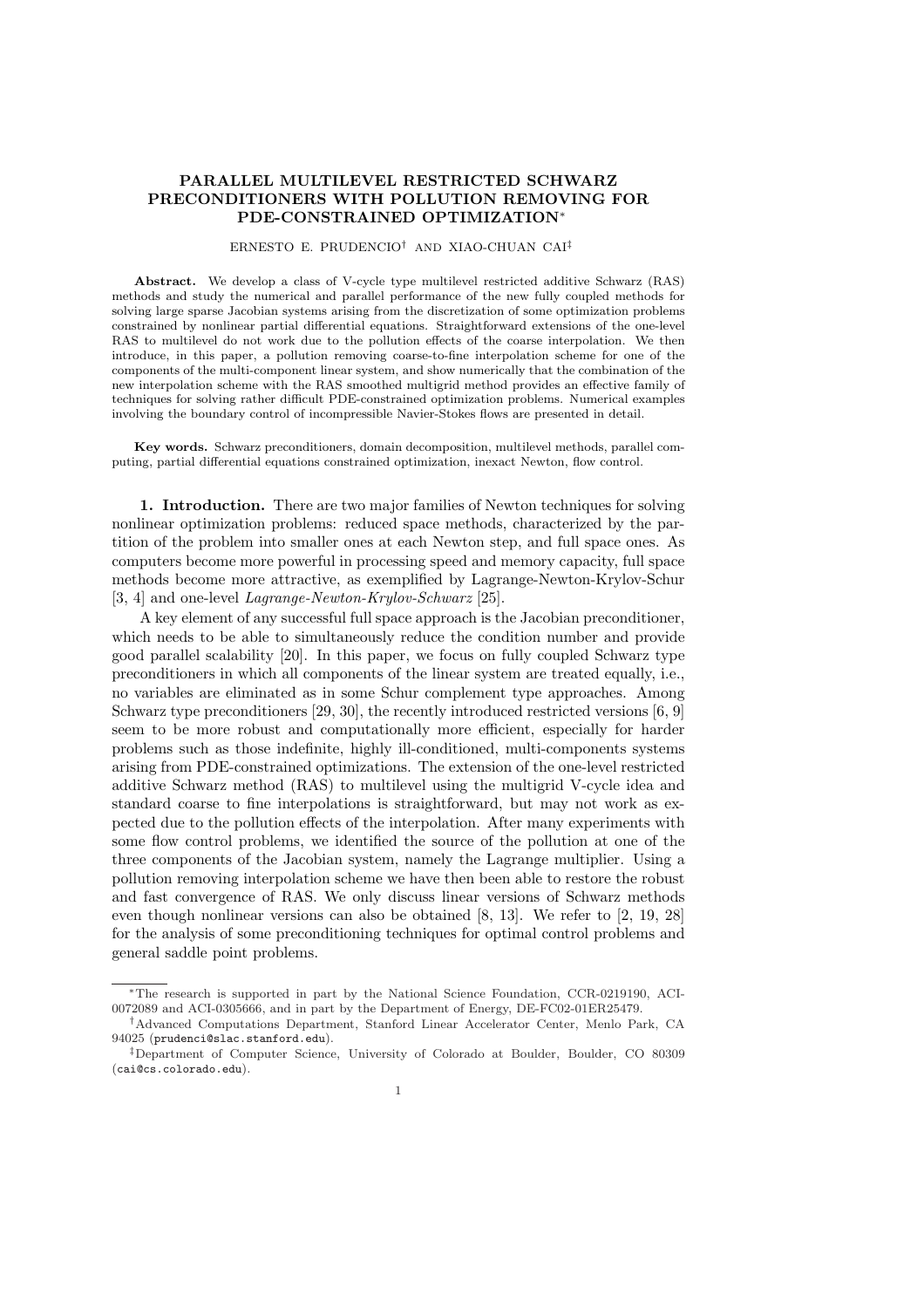# PARALLEL MULTILEVEL RESTRICTED SCHWARZ PRECONDITIONERS WITH POLLUTION REMOVING FOR PDE-CONSTRAINED OPTIMIZATION*

ERNESTO E. PRUDENCIO† AND XIAO-CHUAN CAI‡

**Abstract.** We develop a class of V-cycle type multilevel restricted additive Schwarz (RAS) methods and study the numerical and parallel performance of the new fully coupled methods for solving large sparse Jacobian systems arising from the discretization of some optimization problems constrained by nonlinear partial differential equations. Straightforward extensions of the one-level RAS to multilevel do not work due to the pollution effects of the coarse interpolation. We then introduce, in this paper, a pollution removing coarse-to-fine interpolation scheme for one of the components of the multi-component linear system, and show numerically that the combination of the new interpolation scheme with the RAS smoothed multigrid method provides an effective family of techniques for solving rather difficult PDE-constrained optimization problems. Numerical examples involving the boundary control of incompressible Navier-Stokes flows are presented in detail.

**Key words.** Schwarz preconditioners, domain decomposition, multilevel methods, parallel computing, partial differential equations constrained optimization, inexact Newton, flow control.

**1. Introduction.** There are two major families of Newton techniques for solving nonlinear optimization problems: reduced space methods, characterized by the partition of the problem into smaller ones at each Newton step, and full space ones. As computers become more powerful in processing speed and memory capacity, full space methods become more attractive, as exemplified by Lagrange-Newton-Krylov-Schur [3, 4] and one-level *Lagrange-Newton-Krylov-Schwarz* [25].

A key element of any successful full space approach is the Jacobian preconditioner, which needs to be able to simultaneously reduce the condition number and provide good parallel scalability [20]. In this paper, we focus on fully coupled Schwarz type preconditioners in which all components of the linear system are treated equally, i.e., no variables are eliminated as in some Schur complement type approaches. Among Schwarz type preconditioners [29, 30], the recently introduced restricted versions [6, 9] seem to be more robust and computationally more efficient, especially for harder problems such as those indefinite, highly ill-conditioned, multi-components systems arising from PDE-constrained optimizations. The extension of the one-level restricted additive Schwarz method (RAS) to multilevel using the multigrid V-cycle idea and standard coarse to fine interpolations is straightforward, but may not work as expected due to the pollution effects of the interpolation. After many experiments with some flow control problems, we identified the source of the pollution at one of the three components of the Jacobian system, namely the Lagrange multiplier. Using a pollution removing interpolation scheme we have then been able to restore the robust and fast convergence of RAS. We only discuss linear versions of Schwarz methods even though nonlinear versions can also be obtained [8, 13]. We refer to [2, 19, 28] for the analysis of some preconditioning techniques for optimal control problems and general saddle point problems.

---

*The research is supported in part by the National Science Foundation, CCR-0219190, ACI-0072089 and ACI-0305666, and in part by the Department of Energy, DE-FC02-01ER25479.

†Advanced Computations Department, Stanford Linear Accelerator Center, Menlo Park, CA 94025 (prudenci@slac.stanford.edu).

‡Department of Computer Science, University of Colorado at Boulder, Boulder, CO 80309 (cai@cs.colorado.edu).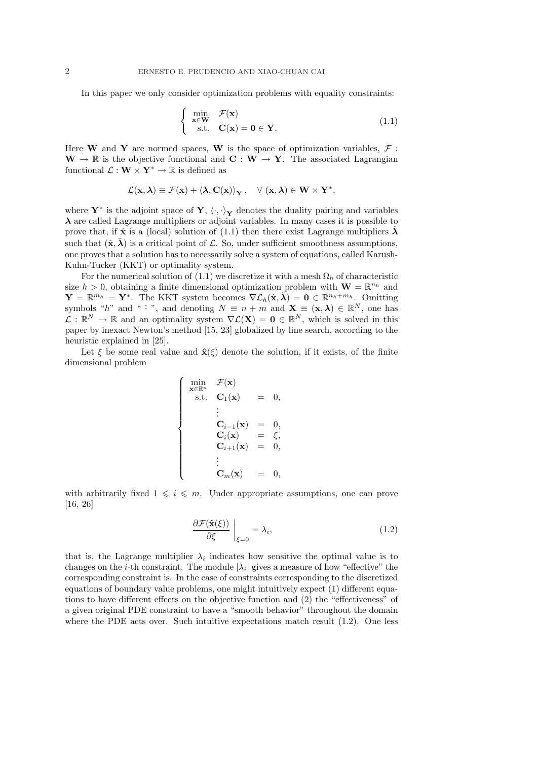In this paper we only consider optimization problems with equality constraints:

$$
\left\{ \begin{array}{ll} \min\limits_{\mathbf{x}\in\mathbf{W}} & \mathcal{F}(\mathbf{x}) \\ \text{s.t.} & \mathbf{C}(\mathbf{x}) = \mathbf{0} \in \mathbf{Y}. \end{array} \right. \tag{1.1}
$$

Here $\mathbf{W}$ and $\mathbf{Y}$ are normed spaces, $\mathbf{W}$ is the space of optimization variables, $\mathcal{F} : \mathbf{W} \to \mathbb{R}$ is the objective functional and $\mathbf{C} : \mathbf{W} \to \mathbf{Y}$. The associated Lagrangian functional $\mathcal{L} : \mathbf{W} \times \mathbf{Y}^* \to \mathbb{R}$ is defined as

$$
\mathcal{L}(\mathbf{x}, \boldsymbol{\lambda}) \equiv \mathcal{F}(\mathbf{x}) + \langle \boldsymbol{\lambda}, \mathbf{C}(\mathbf{x}) \rangle_{\mathbf{Y}}, \quad \forall\ (\mathbf{x}, \boldsymbol{\lambda}) \in \mathbf{W} \times \mathbf{Y}^*,
$$

where $\mathbf{Y}^*$ is the adjoint space of $\mathbf{Y}$, $\langle \cdot, \cdot \rangle_{\mathbf{Y}}$ denotes the duality pairing and variables $\boldsymbol{\lambda}$ are called Lagrange multipliers or adjoint variables. In many cases it is possible to prove that, if $\hat{\mathbf{x}}$ is a (local) solution of (1.1) then there exist Lagrange multipliers $\hat{\boldsymbol{\lambda}}$ such that $(\hat{\mathbf{x}}, \hat{\boldsymbol{\lambda}})$ is a critical point of $\mathcal{L}$. So, under sufficient smoothness assumptions, one proves that a solution has to necessarily solve a system of equations, called Karush-Kuhn-Tucker (KKT) or optimality system.

For the numerical solution of (1.1) we discretize it with a mesh $\Omega_h$ of characteristic size $h > 0$, obtaining a finite dimensional optimization problem with $\mathbf{W} = \mathbb{R}^{n_h}$ and $\mathbf{Y} = \mathbb{R}^{m_h} = \mathbf{Y}^*$. The KKT system becomes $\nabla \mathcal{L}_h(\hat{\mathbf{x}}, \hat{\boldsymbol{\lambda}}) = \mathbf{0} \in \mathbb{R}^{n_h + m_h}$. Omitting symbols "$h$" and " $\hat{}$ ", and denoting $N \equiv n + m$ and $\mathbf{X} \equiv (\mathbf{x}, \boldsymbol{\lambda}) \in \mathbb{R}^N$, one has $\mathcal{L} : \mathbb{R}^N \to \mathbb{R}$ and an optimality system $\nabla \mathcal{L}(\mathbf{X}) = \mathbf{0} \in \mathbb{R}^N$, which is solved in this paper by inexact Newton's method [15, 23] globalized by line search, according to the heuristic explained in [25].

Let $\xi$ be some real value and $\hat{\mathbf{x}}(\xi)$ denote the solution, if it exists, of the finite dimensional problem

$$
\left\{ \begin{array}{llcl} \min\limits_{\mathbf{x}\in\mathbb{R}^n} & \mathcal{F}(\mathbf{x}) & & \\ \text{s.t.} & \mathbf{C}_1(\mathbf{x}) & = & 0, \\ & \vdots & & \\ & \mathbf{C}_{i-1}(\mathbf{x}) & = & 0, \\ & \mathbf{C}_i(\mathbf{x}) & = & \xi, \\ & \mathbf{C}_{i+1}(\mathbf{x}) & = & 0, \\ & \vdots & & \\ & \mathbf{C}_m(\mathbf{x}) & = & 0, \end{array} \right.
$$

with arbitrarily fixed $1 \leqslant i \leqslant m$. Under appropriate assumptions, one can prove [16, 26]

$$
\left. \frac{\partial \mathcal{F}(\hat{\mathbf{x}}(\xi))}{\partial \xi} \right|_{\xi=0} = \lambda_i, \tag{1.2}
$$

that is, the Lagrange multiplier $\lambda_i$ indicates how sensitive the optimal value is to changes on the $i$-th constraint. The module $|\lambda_i|$ gives a measure of how "effective" the corresponding constraint is. In the case of constraints corresponding to the discretized equations of boundary value problems, one might intuitively expect (1) different equations to have different effects on the objective function and (2) the "effectiveness" of a given original PDE constraint to have a "smooth behavior" throughout the domain where the PDE acts over. Such intuitive expectations match result (1.2). One less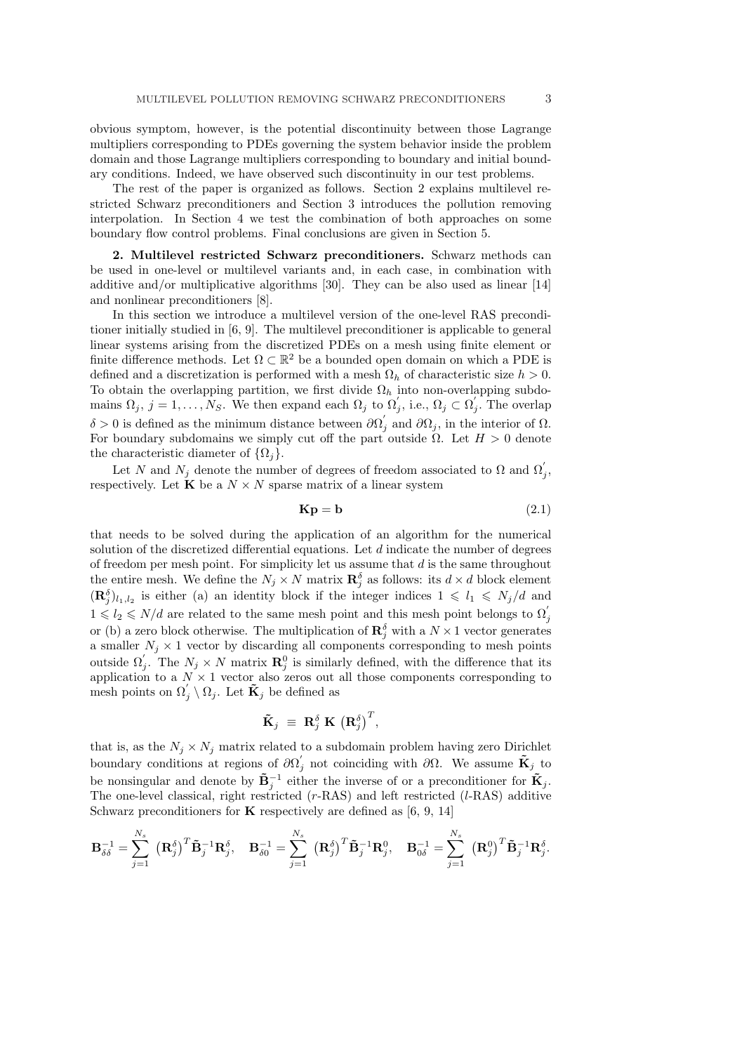obvious symptom, however, is the potential discontinuity between those Lagrange multipliers corresponding to PDEs governing the system behavior inside the problem domain and those Lagrange multipliers corresponding to boundary and initial boundary conditions. Indeed, we have observed such discontinuity in our test problems.

The rest of the paper is organized as follows. Section 2 explains multilevel restricted Schwarz preconditioners and Section 3 introduces the pollution removing interpolation. In Section 4 we test the combination of both approaches on some boundary flow control problems. Final conclusions are given in Section 5.

**2. Multilevel restricted Schwarz preconditioners.** Schwarz methods can be used in one-level or multilevel variants and, in each case, in combination with additive and/or multiplicative algorithms [30]. They can be also used as linear [14] and nonlinear preconditioners [8].

In this section we introduce a multilevel version of the one-level RAS preconditioner initially studied in [6, 9]. The multilevel preconditioner is applicable to general linear systems arising from the discretized PDEs on a mesh using finite element or finite difference methods. Let $\Omega \subset \mathbb{R}^2$ be a bounded open domain on which a PDE is defined and a discretization is performed with a mesh $\Omega_h$ of characteristic size $h > 0$. To obtain the overlapping partition, we first divide $\Omega_h$ into non-overlapping subdomains $\Omega_j$, $j = 1, \ldots, N_S$. We then expand each $\Omega_j$ to $\Omega_j^{'}$, i.e., $\Omega_j \subset \Omega_j^{'}$. The overlap $\delta > 0$ is defined as the minimum distance between $\partial\Omega_j^{'}$ and $\partial\Omega_j$, in the interior of $\Omega$. For boundary subdomains we simply cut off the part outside $\Omega$. Let $H > 0$ denote the characteristic diameter of $\{\Omega_j\}$.

Let $N$ and $N_j$ denote the number of degrees of freedom associated to $\Omega$ and $\Omega_j^{'}$, respectively. Let $\mathbf{K}$ be a $N \times N$ sparse matrix of a linear system

$$\mathbf{K}\mathbf{p} = \mathbf{b} \tag{2.1}$$

that needs to be solved during the application of an algorithm for the numerical solution of the discretized differential equations. Let $d$ indicate the number of degrees of freedom per mesh point. For simplicity let us assume that $d$ is the same throughout the entire mesh. We define the $N_j \times N$ matrix $\mathbf{R}_j^{\delta}$ as follows: its $d \times d$ block element $(\mathbf{R}_j^{\delta})_{l_1,l_2}$ is either (a) an identity block if the integer indices $1 \leqslant l_1 \leqslant N_j/d$ and $1 \leqslant l_2 \leqslant N/d$ are related to the same mesh point and this mesh point belongs to $\Omega_j^{'}$ or (b) a zero block otherwise. The multiplication of $\mathbf{R}_j^{\delta}$ with a $N \times 1$ vector generates a smaller $N_j \times 1$ vector by discarding all components corresponding to mesh points outside $\Omega_j^{'}$. The $N_j \times N$ matrix $\mathbf{R}_j^{0}$ is similarly defined, with the difference that its application to a $N \times 1$ vector also zeros out all those components corresponding to mesh points on $\Omega_j^{'} \setminus \Omega_j$. Let $\tilde{\mathbf{K}}_j$ be defined as

$$\tilde{\mathbf{K}}_j \;\equiv\; \mathbf{R}_j^{\delta}\; \mathbf{K}\; \left(\mathbf{R}_j^{\delta}\right)^T,$$

that is, as the $N_j \times N_j$ matrix related to a subdomain problem having zero Dirichlet boundary conditions at regions of $\partial\Omega_j^{'}$ not coinciding with $\partial\Omega$. We assume $\tilde{\mathbf{K}}_j$ to be nonsingular and denote by $\tilde{\mathbf{B}}_j^{-1}$ either the inverse of or a preconditioner for $\tilde{\mathbf{K}}_j$. The one-level classical, right restricted ($r$-RAS) and left restricted ($l$-RAS) additive Schwarz preconditioners for $\mathbf{K}$ respectively are defined as [6, 9, 14]

$$\mathbf{B}_{\delta\delta}^{-1} = \sum_{j=1}^{N_s} \left(\mathbf{R}_j^{\delta}\right)^T \tilde{\mathbf{B}}_j^{-1} \mathbf{R}_j^{\delta}, \quad \mathbf{B}_{\delta 0}^{-1} = \sum_{j=1}^{N_s} \left(\mathbf{R}_j^{\delta}\right)^T \tilde{\mathbf{B}}_j^{-1} \mathbf{R}_j^{0}, \quad \mathbf{B}_{0\delta}^{-1} = \sum_{j=1}^{N_s} \left(\mathbf{R}_j^{0}\right)^T \tilde{\mathbf{B}}_j^{-1} \mathbf{R}_j^{\delta}.$$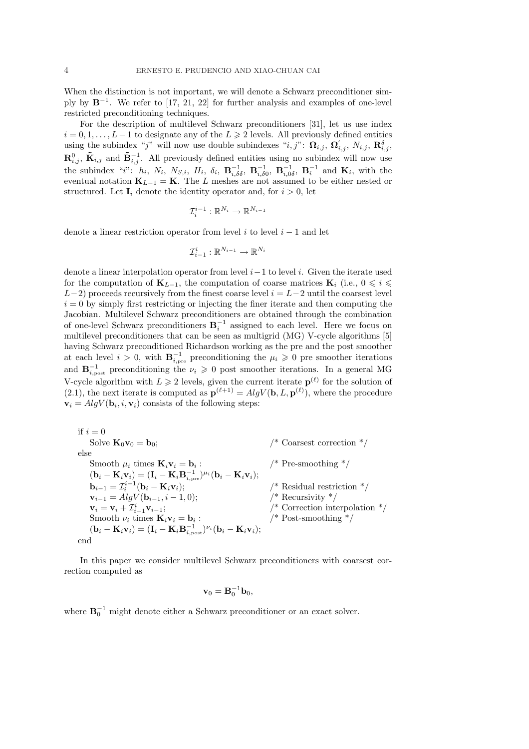When the distinction is not important, we will denote a Schwarz preconditioner simply by $\mathbf{B}^{-1}$. We refer to [17, 21, 22] for further analysis and examples of one-level restricted preconditioning techniques.

For the description of multilevel Schwarz preconditioners [31], let us use index $i = 0, 1, \ldots, L-1$ to designate any of the $L \geqslant 2$ levels. All previously defined entities using the subindex "$j$" will now use double subindexes "$i, j$": $\mathbf{\Omega}_{i,j}$, $\mathbf{\Omega}^{'}_{i,j}$, $N_{i,j}$, $\mathbf{R}^{\delta}_{i,j}$, $\mathbf{R}^{0}_{i,j}$, $\tilde{\mathbf{K}}_{i,j}$ and $\tilde{\mathbf{B}}^{-1}_{i,j}$. All previously defined entities using no subindex will now use the subindex "$i$": $h_i$, $N_i$, $N_{S,i}$, $H_i$, $\delta_i$, $\mathbf{B}^{-1}_{i,\delta\delta}$, $\mathbf{B}^{-1}_{i,\delta 0}$, $\mathbf{B}^{-1}_{i,0\delta}$, $\mathbf{B}^{-1}_{i}$ and $\mathbf{K}_i$, with the eventual notation $\mathbf{K}_{L-1} = \mathbf{K}$. The $L$ meshes are not assumed to be either nested or structured. Let $\mathbf{I}_i$ denote the identity operator and, for $i > 0$, let

$$\mathcal{I}_{i}^{i-1} : \mathbb{R}^{N_i} \to \mathbb{R}^{N_{i-1}}$$

denote a linear restriction operator from level $i$ to level $i-1$ and let

$$\mathcal{I}_{i-1}^{i} : \mathbb{R}^{N_{i-1}} \to \mathbb{R}^{N_i}$$

denote a linear interpolation operator from level $i-1$ to level $i$. Given the iterate used for the computation of $\mathbf{K}_{L-1}$, the computation of coarse matrices $\mathbf{K}_i$ (i.e., $0 \leqslant i \leqslant L-2$) proceeds recursively from the finest coarse level $i = L-2$ until the coarsest level $i = 0$ by simply first restricting or injecting the finer iterate and then computing the Jacobian. Multilevel Schwarz preconditioners are obtained through the combination of one-level Schwarz preconditioners $\mathbf{B}^{-1}_i$ assigned to each level. Here we focus on multilevel preconditioners that can be seen as multigrid (MG) V-cycle algorithms [5] having Schwarz preconditioned Richardson working as the pre and the post smoother at each level $i > 0$, with $\mathbf{B}^{-1}_{i,\text{pre}}$ preconditioning the $\mu_i \geqslant 0$ pre smoother iterations and $\mathbf{B}^{-1}_{i,\text{post}}$ preconditioning the $\nu_i \geqslant 0$ post smoother iterations. In a general MG V-cycle algorithm with $L \geqslant 2$ levels, given the current iterate $\mathbf{p}^{(\ell)}$ for the solution of (2.1), the next iterate is computed as $\mathbf{p}^{(\ell+1)} = AlgV(\mathbf{b}, L, \mathbf{p}^{(\ell)})$, where the procedure $\mathbf{v}_i = AlgV(\mathbf{b}_i, i, \mathbf{v}_i)$ consists of the following steps:

if $i = 0$
&nbsp;&nbsp;&nbsp;&nbsp;Solve $\mathbf{K}_0\mathbf{v}_0 = \mathbf{b}_0$; /* Coarsest correction */
else
&nbsp;&nbsp;&nbsp;&nbsp;Smooth $\mu_i$ times $\mathbf{K}_i\mathbf{v}_i = \mathbf{b}_i$ : /* Pre-smoothing */
&nbsp;&nbsp;&nbsp;&nbsp;$(\mathbf{b}_i - \mathbf{K}_i\mathbf{v}_i) = (\mathbf{I}_i - \mathbf{K}_i\mathbf{B}^{-1}_{i,\text{pre}})^{\mu_i}(\mathbf{b}_i - \mathbf{K}_i\mathbf{v}_i)$;
&nbsp;&nbsp;&nbsp;&nbsp;$\mathbf{b}_{i-1} = \mathcal{I}_{i}^{i-1}(\mathbf{b}_i - \mathbf{K}_i\mathbf{v}_i)$; /* Residual restriction */
&nbsp;&nbsp;&nbsp;&nbsp;$\mathbf{v}_{i-1} = AlgV(\mathbf{b}_{i-1}, i-1, 0)$; /* Recursivity */
&nbsp;&nbsp;&nbsp;&nbsp;$\mathbf{v}_i = \mathbf{v}_i + \mathcal{I}_{i-1}^{i}\mathbf{v}_{i-1}$; /* Correction interpolation */
&nbsp;&nbsp;&nbsp;&nbsp;Smooth $\nu_i$ times $\mathbf{K}_i\mathbf{v}_i = \mathbf{b}_i$ : /* Post-smoothing */
&nbsp;&nbsp;&nbsp;&nbsp;$(\mathbf{b}_i - \mathbf{K}_i\mathbf{v}_i) = (\mathbf{I}_i - \mathbf{K}_i\mathbf{B}^{-1}_{i,\text{post}})^{\nu_i}(\mathbf{b}_i - \mathbf{K}_i\mathbf{v}_i)$;
end

In this paper we consider multilevel Schwarz preconditioners with coarsest correction computed as

$$\mathbf{v}_0 = \mathbf{B}_0^{-1}\mathbf{b}_0,$$

where $\mathbf{B}_0^{-1}$ might denote either a Schwarz preconditioner or an exact solver.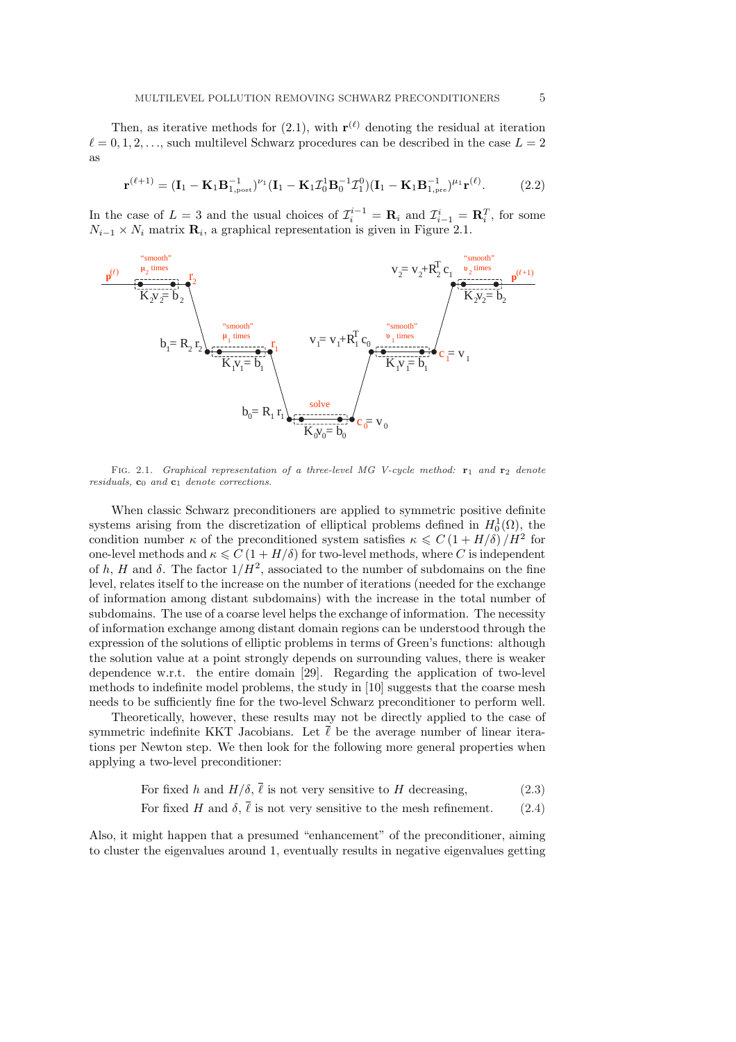Then, as iterative methods for (2.1), with $\mathbf{r}^{(\ell)}$ denoting the residual at iteration $\ell = 0, 1, 2, \ldots$, such multilevel Schwarz procedures can be described in the case $L = 2$ as

$$\mathbf{r}^{(\ell+1)} = (\mathbf{I}_1 - \mathbf{K}_1 \mathbf{B}_{1,\text{post}}^{-1})^{\nu_1} (\mathbf{I}_1 - \mathbf{K}_1 \mathcal{I}_0^1 \mathbf{B}_0^{-1} \mathcal{I}_1^0)(\mathbf{I}_1 - \mathbf{K}_1 \mathbf{B}_{1,\text{pre}}^{-1})^{\mu_1} \mathbf{r}^{(\ell)}. \tag{2.2}$$

In the case of $L = 3$ and the usual choices of $\mathcal{I}_i^{i-1} = \mathbf{R}_i$ and $\mathcal{I}_{i-1}^i = \mathbf{R}_i^T$, for some $N_{i-1} \times N_i$ matrix $\mathbf{R}_i$, a graphical representation is given in Figure 2.1.

FIG. 2.1. *Graphical representation of a three-level MG V-cycle method:* $\mathbf{r}_1$ *and* $\mathbf{r}_2$ *denote residuals,* $\mathbf{c}_0$ *and* $\mathbf{c}_1$ *denote corrections.*

When classic Schwarz preconditioners are applied to symmetric positive definite systems arising from the discretization of elliptical problems defined in $H_0^1(\Omega)$, the condition number $\kappa$ of the preconditioned system satisfies $\kappa \leqslant C\,(1 + H/\delta)/H^2$ for one-level methods and $\kappa \leqslant C\,(1 + H/\delta)$ for two-level methods, where $C$ is independent of $h$, $H$ and $\delta$. The factor $1/H^2$, associated to the number of subdomains on the fine level, relates itself to the increase on the number of iterations (needed for the exchange of information among distant subdomains) with the increase in the total number of subdomains. The use of a coarse level helps the exchange of information. The necessity of information exchange among distant domain regions can be understood through the expression of the solutions of elliptic problems in terms of Green's functions: although the solution value at a point strongly depends on surrounding values, there is weaker dependence w.r.t. the entire domain [29]. Regarding the application of two-level methods to indefinite model problems, the study in [10] suggests that the coarse mesh needs to be sufficiently fine for the two-level Schwarz preconditioner to perform well.

Theoretically, however, these results may not be directly applied to the case of symmetric indefinite KKT Jacobians. Let $\bar{\ell}$ be the average number of linear iterations per Newton step. We then look for the following more general properties when applying a two-level preconditioner:

$$\text{For fixed } h \text{ and } H/\delta,\ \bar{\ell} \text{ is not very sensitive to } H \text{ decreasing,} \tag{2.3}$$

$$\text{For fixed } H \text{ and } \delta,\ \bar{\ell} \text{ is not very sensitive to the mesh refinement.} \tag{2.4}$$

Also, it might happen that a presumed "enhancement" of the preconditioner, aiming to cluster the eigenvalues around 1, eventually results in negative eigenvalues getting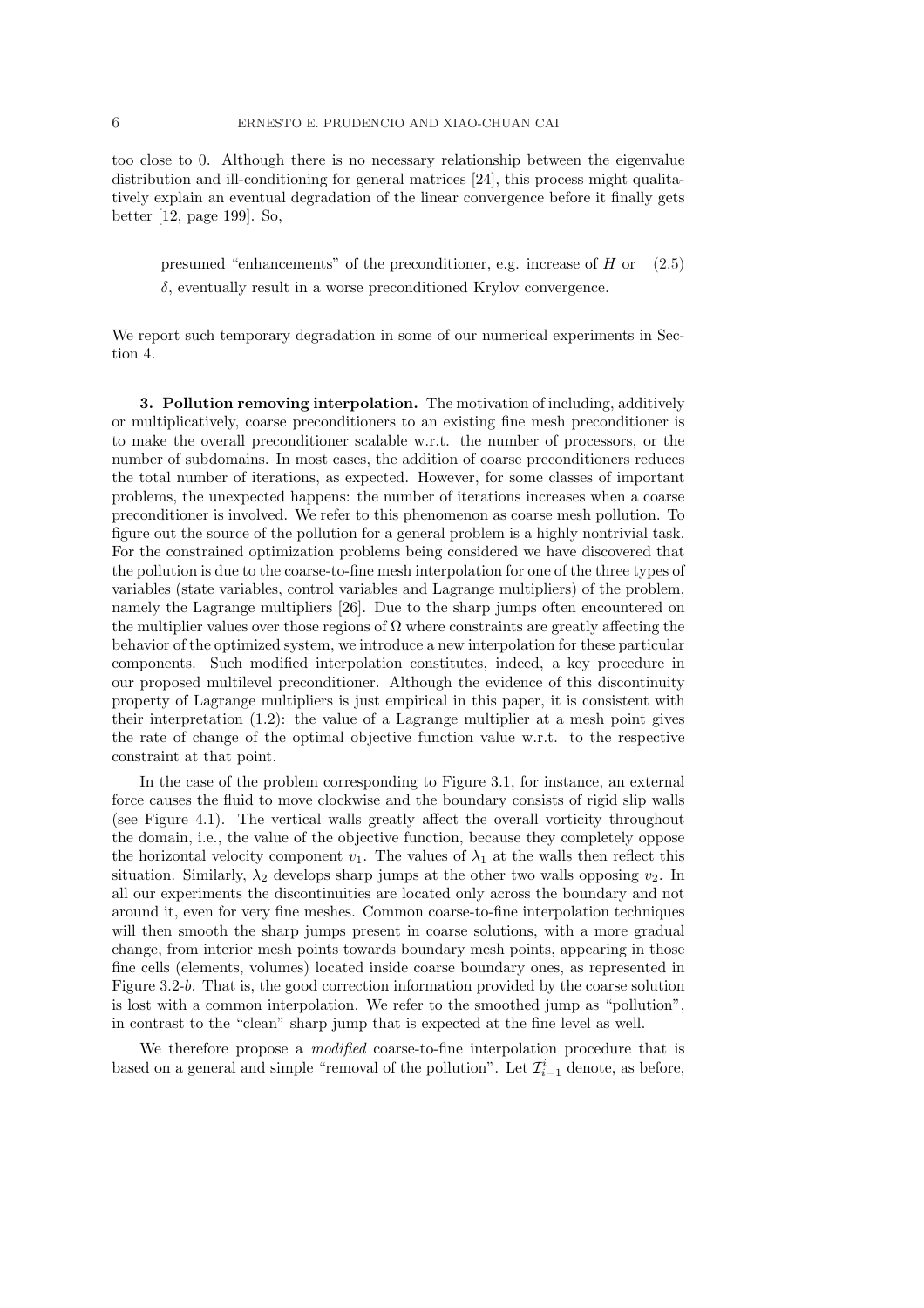too close to 0. Although there is no necessary relationship between the eigenvalue distribution and ill-conditioning for general matrices [24], this process might qualitatively explain an eventual degradation of the linear convergence before it finally gets better [12, page 199]. So,

presumed "enhancements" of the preconditioner, e.g. increase of $H$ or $\delta$, eventually result in a worse preconditioned Krylov convergence. (2.5)

We report such temporary degradation in some of our numerical experiments in Section 4.

**3. Pollution removing interpolation.** The motivation of including, additively or multiplicatively, coarse preconditioners to an existing fine mesh preconditioner is to make the overall preconditioner scalable w.r.t. the number of processors, or the number of subdomains. In most cases, the addition of coarse preconditioners reduces the total number of iterations, as expected. However, for some classes of important problems, the unexpected happens: the number of iterations increases when a coarse preconditioner is involved. We refer to this phenomenon as coarse mesh pollution. To figure out the source of the pollution for a general problem is a highly nontrivial task. For the constrained optimization problems being considered we have discovered that the pollution is due to the coarse-to-fine mesh interpolation for one of the three types of variables (state variables, control variables and Lagrange multipliers) of the problem, namely the Lagrange multipliers [26]. Due to the sharp jumps often encountered on the multiplier values over those regions of $\Omega$ where constraints are greatly affecting the behavior of the optimized system, we introduce a new interpolation for these particular components. Such modified interpolation constitutes, indeed, a key procedure in our proposed multilevel preconditioner. Although the evidence of this discontinuity property of Lagrange multipliers is just empirical in this paper, it is consistent with their interpretation (1.2): the value of a Lagrange multiplier at a mesh point gives the rate of change of the optimal objective function value w.r.t. to the respective constraint at that point.

In the case of the problem corresponding to Figure 3.1, for instance, an external force causes the fluid to move clockwise and the boundary consists of rigid slip walls (see Figure 4.1). The vertical walls greatly affect the overall vorticity throughout the domain, i.e., the value of the objective function, because they completely oppose the horizontal velocity component $v_1$. The values of $\lambda_1$ at the walls then reflect this situation. Similarly, $\lambda_2$ develops sharp jumps at the other two walls opposing $v_2$. In all our experiments the discontinuities are located only across the boundary and not around it, even for very fine meshes. Common coarse-to-fine interpolation techniques will then smooth the sharp jumps present in coarse solutions, with a more gradual change, from interior mesh points towards boundary mesh points, appearing in those fine cells (elements, volumes) located inside coarse boundary ones, as represented in Figure 3.2-*b*. That is, the good correction information provided by the coarse solution is lost with a common interpolation. We refer to the smoothed jump as "pollution", in contrast to the "clean" sharp jump that is expected at the fine level as well.

We therefore propose a *modified* coarse-to-fine interpolation procedure that is based on a general and simple "removal of the pollution". Let $\mathcal{I}_{i-1}^{i}$ denote, as before,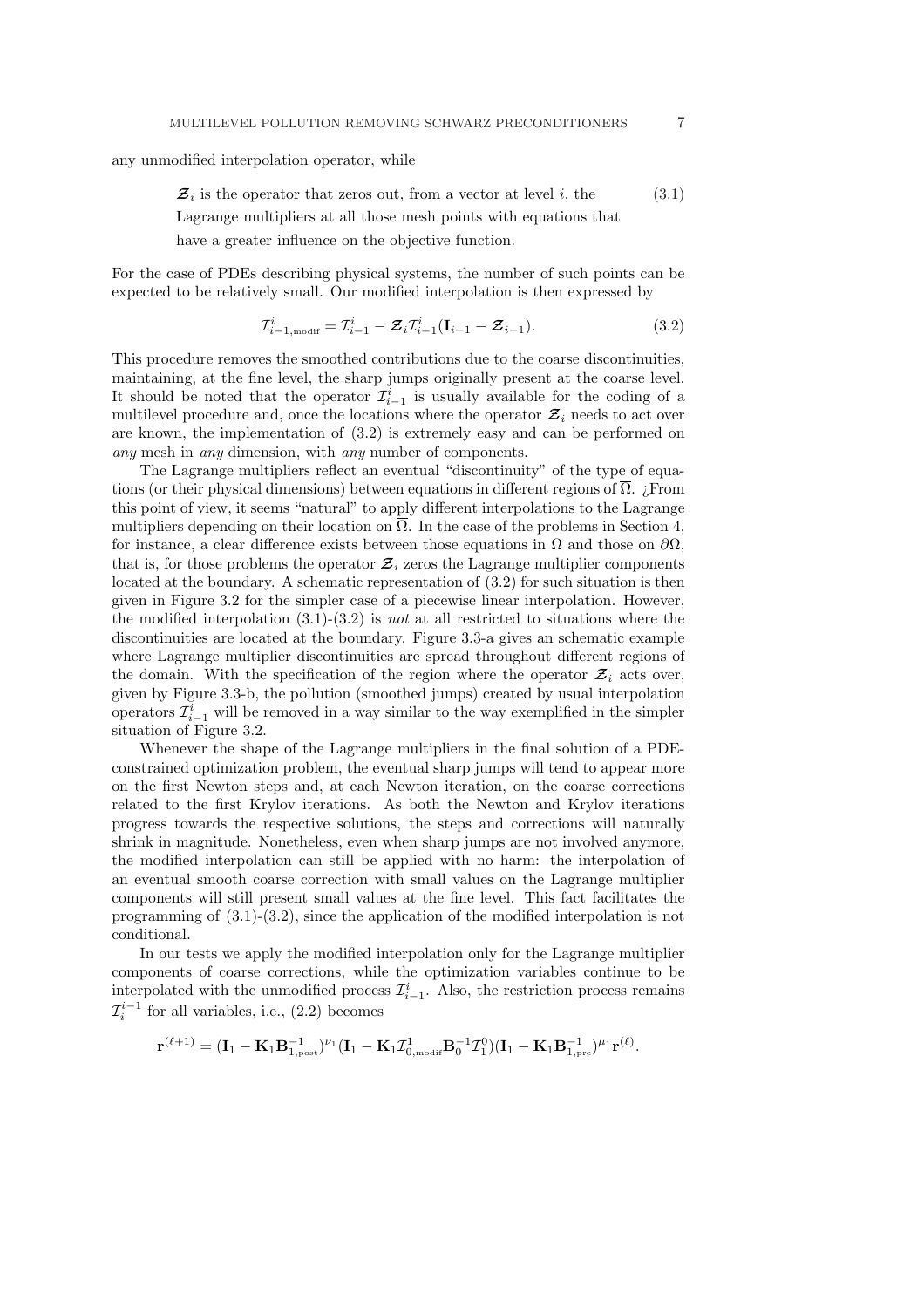any unmodified interpolation operator, while

$$\boldsymbol{\mathcal{Z}}_i \text{ is the operator that zeros out, from a vector at level } i \text{, the Lagrange multipliers at all those mesh points with equations that have a greater influence on the objective function.} \tag{3.1}$$

For the case of PDEs describing physical systems, the number of such points can be expected to be relatively small. Our modified interpolation is then expressed by

$$\mathcal{I}_{i-1,_{\text{modif}}}^{i} = \mathcal{I}_{i-1}^{i} - \boldsymbol{\mathcal{Z}}_i \mathcal{I}_{i-1}^{i} (\mathbf{I}_{i-1} - \boldsymbol{\mathcal{Z}}_{i-1}). \tag{3.2}$$

This procedure removes the smoothed contributions due to the coarse discontinuities, maintaining, at the fine level, the sharp jumps originally present at the coarse level. It should be noted that the operator $\mathcal{I}_{i-1}^{i}$ is usually available for the coding of a multilevel procedure and, once the locations where the operator $\boldsymbol{\mathcal{Z}}_i$ needs to act over are known, the implementation of (3.2) is extremely easy and can be performed on *any* mesh in *any* dimension, with *any* number of components.

The Lagrange multipliers reflect an eventual "discontinuity" of the type of equations (or their physical dimensions) between equations in different regions of $\overline{\Omega}$. ¿From this point of view, it seems "natural" to apply different interpolations to the Lagrange multipliers depending on their location on $\overline{\Omega}$. In the case of the problems in Section 4, for instance, a clear difference exists between those equations in $\Omega$ and those on $\partial\Omega$, that is, for those problems the operator $\boldsymbol{\mathcal{Z}}_i$ zeros the Lagrange multiplier components located at the boundary. A schematic representation of (3.2) for such situation is then given in Figure 3.2 for the simpler case of a piecewise linear interpolation. However, the modified interpolation (3.1)-(3.2) is *not* at all restricted to situations where the discontinuities are located at the boundary. Figure 3.3-a gives an schematic example where Lagrange multiplier discontinuities are spread throughout different regions of the domain. With the specification of the region where the operator $\boldsymbol{\mathcal{Z}}_i$ acts over, given by Figure 3.3-b, the pollution (smoothed jumps) created by usual interpolation operators $\mathcal{I}_{i-1}^{i}$ will be removed in a way similar to the way exemplified in the simpler situation of Figure 3.2.

Whenever the shape of the Lagrange multipliers in the final solution of a PDE-constrained optimization problem, the eventual sharp jumps will tend to appear more on the first Newton steps and, at each Newton iteration, on the coarse corrections related to the first Krylov iterations. As both the Newton and Krylov iterations progress towards the respective solutions, the steps and corrections will naturally shrink in magnitude. Nonetheless, even when sharp jumps are not involved anymore, the modified interpolation can still be applied with no harm: the interpolation of an eventual smooth coarse correction with small values on the Lagrange multiplier components will still present small values at the fine level. This fact facilitates the programming of (3.1)-(3.2), since the application of the modified interpolation is not conditional.

In our tests we apply the modified interpolation only for the Lagrange multiplier components of coarse corrections, while the optimization variables continue to be interpolated with the unmodified process $\mathcal{I}_{i-1}^{i}$. Also, the restriction process remains $\mathcal{I}_{i}^{i-1}$ for all variables, i.e., (2.2) becomes

$$\mathbf{r}^{(\ell+1)} = (\mathbf{I}_1 - \mathbf{K}_1 \mathbf{B}_{1,_{\text{post}}}^{-1})^{\nu_1} (\mathbf{I}_1 - \mathbf{K}_1 \mathcal{I}_{0,_{\text{modif}}}^{1} \mathbf{B}_0^{-1} \mathcal{I}_1^0)(\mathbf{I}_1 - \mathbf{K}_1 \mathbf{B}_{1,_{\text{pre}}}^{-1})^{\mu_1} \mathbf{r}^{(\ell)}.$$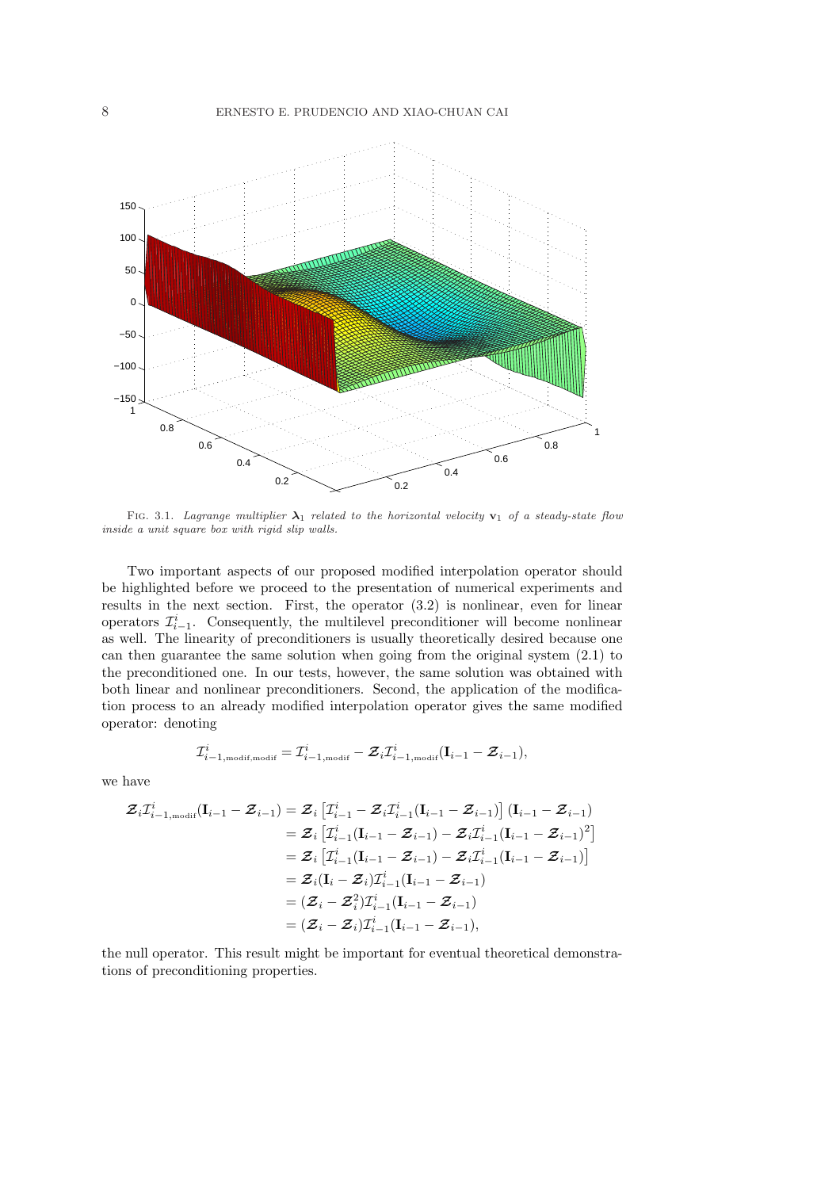FIG. 3.1. *Lagrange multiplier $\boldsymbol{\lambda}_1$ related to the horizontal velocity $\mathbf{v}_1$ of a steady-state flow inside a unit square box with rigid slip walls.*

Two important aspects of our proposed modified interpolation operator should be highlighted before we proceed to the presentation of numerical experiments and results in the next section. First, the operator (3.2) is nonlinear, even for linear operators $\mathcal{I}_{i-1}^{i}$. Consequently, the multilevel preconditioner will become nonlinear as well. The linearity of preconditioners is usually theoretically desired because one can then guarantee the same solution when going from the original system (2.1) to the preconditioned one. In our tests, however, the same solution was obtained with both linear and nonlinear preconditioners. Second, the application of the modification process to an already modified interpolation operator gives the same modified operator: denoting

$$\mathcal{I}_{i-1,\text{modif,modif}}^{i} = \mathcal{I}_{i-1,\text{modif}}^{i} - \boldsymbol{\mathcal{Z}}_i \mathcal{I}_{i-1,\text{modif}}^{i}(\mathbf{I}_{i-1} - \boldsymbol{\mathcal{Z}}_{i-1}),$$

we have

$$\begin{aligned}
\boldsymbol{\mathcal{Z}}_i \mathcal{I}_{i-1,\text{modif}}^{i}(\mathbf{I}_{i-1} - \boldsymbol{\mathcal{Z}}_{i-1}) &= \boldsymbol{\mathcal{Z}}_i \left[\mathcal{I}_{i-1}^{i} - \boldsymbol{\mathcal{Z}}_i \mathcal{I}_{i-1}^{i}(\mathbf{I}_{i-1} - \boldsymbol{\mathcal{Z}}_{i-1})\right](\mathbf{I}_{i-1} - \boldsymbol{\mathcal{Z}}_{i-1}) \\
&= \boldsymbol{\mathcal{Z}}_i \left[\mathcal{I}_{i-1}^{i}(\mathbf{I}_{i-1} - \boldsymbol{\mathcal{Z}}_{i-1}) - \boldsymbol{\mathcal{Z}}_i \mathcal{I}_{i-1}^{i}(\mathbf{I}_{i-1} - \boldsymbol{\mathcal{Z}}_{i-1})^2\right] \\
&= \boldsymbol{\mathcal{Z}}_i \left[\mathcal{I}_{i-1}^{i}(\mathbf{I}_{i-1} - \boldsymbol{\mathcal{Z}}_{i-1}) - \boldsymbol{\mathcal{Z}}_i \mathcal{I}_{i-1}^{i}(\mathbf{I}_{i-1} - \boldsymbol{\mathcal{Z}}_{i-1})\right] \\
&= \boldsymbol{\mathcal{Z}}_i (\mathbf{I}_i - \boldsymbol{\mathcal{Z}}_i) \mathcal{I}_{i-1}^{i}(\mathbf{I}_{i-1} - \boldsymbol{\mathcal{Z}}_{i-1}) \\
&= (\boldsymbol{\mathcal{Z}}_i - \boldsymbol{\mathcal{Z}}_i^2) \mathcal{I}_{i-1}^{i}(\mathbf{I}_{i-1} - \boldsymbol{\mathcal{Z}}_{i-1}) \\
&= (\boldsymbol{\mathcal{Z}}_i - \boldsymbol{\mathcal{Z}}_i) \mathcal{I}_{i-1}^{i}(\mathbf{I}_{i-1} - \boldsymbol{\mathcal{Z}}_{i-1}),
\end{aligned}$$

the null operator. This result might be important for eventual theoretical demonstrations of preconditioning properties.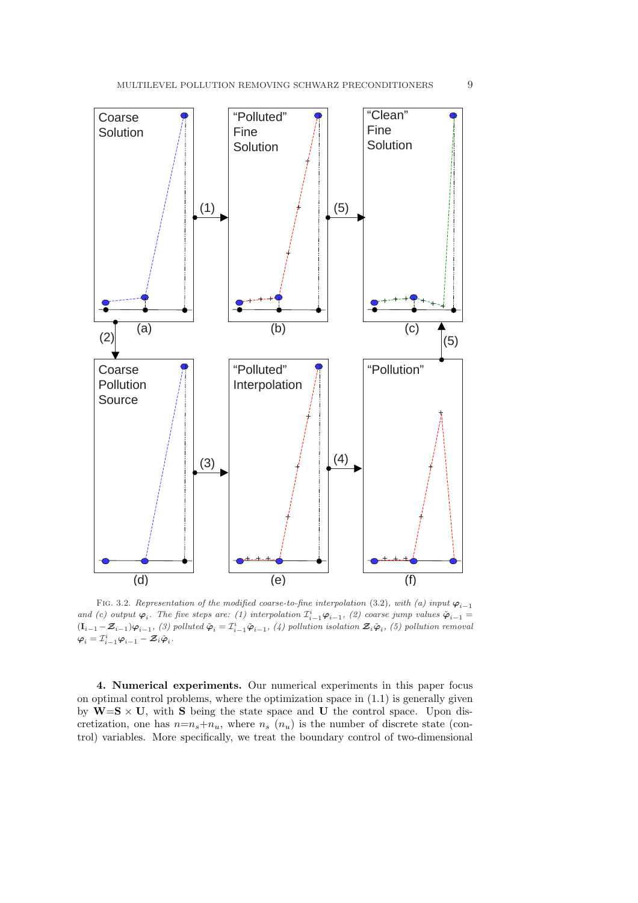Fig. 3.2. *Representation of the modified coarse-to-fine interpolation* (3.2)*, with (a) input* $\boldsymbol{\varphi}_{i-1}$ *and (c) output* $\boldsymbol{\varphi}_i$*. The five steps are: (1) interpolation* $\mathcal{I}_{i-1}^{i}\boldsymbol{\varphi}_{i-1}$*, (2) coarse jump values* $\tilde{\boldsymbol{\varphi}}_{i-1} = (\mathbf{I}_{i-1} - \boldsymbol{\mathcal{Z}}_{i-1})\boldsymbol{\varphi}_{i-1}$*, (3) polluted* $\tilde{\boldsymbol{\varphi}}_i = \mathcal{I}_{i-1}^{i}\tilde{\boldsymbol{\varphi}}_{i-1}$*, (4) pollution isolation* $\boldsymbol{\mathcal{Z}}_i\tilde{\boldsymbol{\varphi}}_i$*, (5) pollution removal* $\boldsymbol{\varphi}_i = \mathcal{I}_{i-1}^{i}\boldsymbol{\varphi}_{i-1} - \boldsymbol{\mathcal{Z}}_i\tilde{\boldsymbol{\varphi}}_i$*.*

**4. Numerical experiments.** Our numerical experiments in this paper focus on optimal control problems, where the optimization space in (1.1) is generally given by $\mathbf{W}{=}\mathbf{S} \times \mathbf{U}$, with $\mathbf{S}$ being the state space and $\mathbf{U}$ the control space. Upon discretization, one has $n{=}n_s{+}n_u$, where $n_s$ ($n_u$) is the number of discrete state (control) variables. More specifically, we treat the boundary control of two-dimensional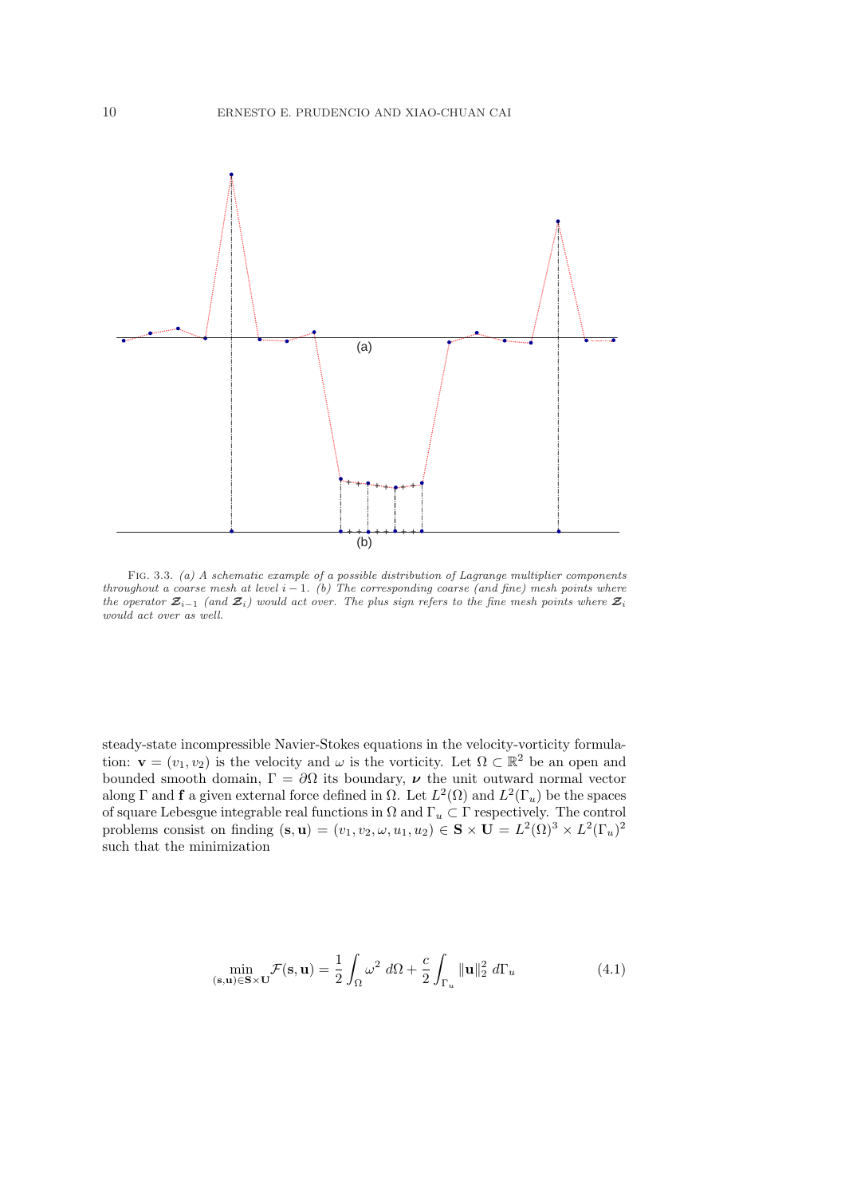FIG. 3.3. *(a) A schematic example of a possible distribution of Lagrange multiplier components throughout a coarse mesh at level $i-1$. (b) The corresponding coarse (and fine) mesh points where the operator $\boldsymbol{\mathcal{Z}}_{i-1}$ (and $\boldsymbol{\mathcal{Z}}_i$) would act over. The plus sign refers to the fine mesh points where $\boldsymbol{\mathcal{Z}}_i$ would act over as well.*

steady-state incompressible Navier-Stokes equations in the velocity-vorticity formulation: $\mathbf{v} = (v_1, v_2)$ is the velocity and $\omega$ is the vorticity. Let $\Omega \subset \mathbb{R}^2$ be an open and bounded smooth domain, $\Gamma = \partial\Omega$ its boundary, $\boldsymbol{\nu}$ the unit outward normal vector along $\Gamma$ and $\mathbf{f}$ a given external force defined in $\Omega$. Let $L^2(\Omega)$ and $L^2(\Gamma_u)$ be the spaces of square Lebesgue integrable real functions in $\Omega$ and $\Gamma_u \subset \Gamma$ respectively. The control problems consist on finding $(\mathbf{s}, \mathbf{u}) = (v_1, v_2, \omega, u_1, u_2) \in \mathbf{S} \times \mathbf{U} = L^2(\Omega)^3 \times L^2(\Gamma_u)^2$ such that the minimization

$$\min_{(\mathbf{s},\mathbf{u})\in\mathbf{S}\times\mathbf{U}} \mathcal{F}(\mathbf{s}, \mathbf{u}) = \frac{1}{2}\int_{\Omega} \omega^2 \; d\Omega + \frac{c}{2}\int_{\Gamma_u} \|\mathbf{u}\|_2^2 \; d\Gamma_u \tag{4.1}$$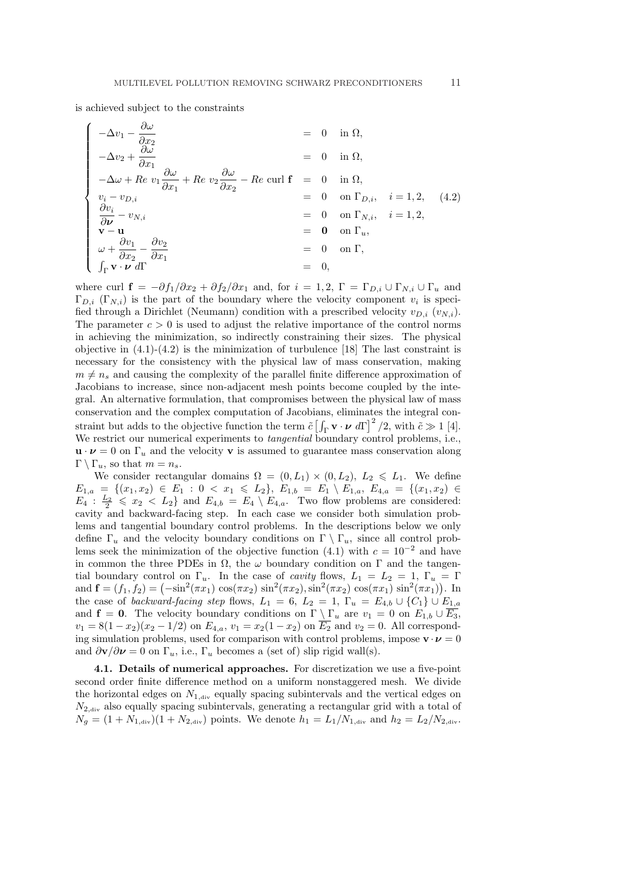is achieved subject to the constraints

$$
\begin{cases}
-\Delta v_1 - \dfrac{\partial \omega}{\partial x_2} & = \ 0 \quad \text{in } \Omega, \\
-\Delta v_2 + \dfrac{\partial \omega}{\partial x_1} & = \ 0 \quad \text{in } \Omega, \\
-\Delta \omega + Re\ v_1 \dfrac{\partial \omega}{\partial x_1} + Re\ v_2 \dfrac{\partial \omega}{\partial x_2} - Re \ \text{curl}\ \mathbf{f} & = \ 0 \quad \text{in } \Omega, \\
v_i - v_{D,i} & = \ 0 \quad \text{on } \Gamma_{D,i}, \quad i = 1,2, \\
\dfrac{\partial v_i}{\partial \boldsymbol{\nu}} - v_{N,i} & = \ 0 \quad \text{on } \Gamma_{N,i}, \quad i = 1,2, \\
\mathbf{v} - \mathbf{u} & = \ \mathbf{0} \quad \text{on } \Gamma_u, \\
\omega + \dfrac{\partial v_1}{\partial x_2} - \dfrac{\partial v_2}{\partial x_1} & = \ 0 \quad \text{on } \Gamma, \\
\int_\Gamma \mathbf{v} \cdot \boldsymbol{\nu}\, d\Gamma & = \ 0,
\end{cases}
\tag{4.2}
$$

where curl $\mathbf{f} = -\partial f_1/\partial x_2 + \partial f_2/\partial x_1$ and, for $i = 1, 2$, $\Gamma = \Gamma_{D,i} \cup \Gamma_{N,i} \cup \Gamma_u$ and $\Gamma_{D,i}$ ($\Gamma_{N,i}$) is the part of the boundary where the velocity component $v_i$ is specified through a Dirichlet (Neumann) condition with a prescribed velocity $v_{D,i}$ ($v_{N,i}$). The parameter $c > 0$ is used to adjust the relative importance of the control norms in achieving the minimization, so indirectly constraining their sizes. The physical objective in (4.1)-(4.2) is the minimization of turbulence [18] The last constraint is necessary for the consistency with the physical law of mass conservation, making $m \neq n_s$ and causing the complexity of the parallel finite difference approximation of Jacobians to increase, since non-adjacent mesh points become coupled by the integral. An alternative formulation, that compromises between the physical law of mass conservation and the complex computation of Jacobians, eliminates the integral constraint but adds to the objective function the term $\tilde{c}\left[\int_\Gamma \mathbf{v} \cdot \boldsymbol{\nu}\, d\Gamma\right]^2/2$, with $\tilde{c} \gg 1$ [4]. We restrict our numerical experiments to *tangential* boundary control problems, i.e., $\mathbf{u} \cdot \boldsymbol{\nu} = 0$ on $\Gamma_u$ and the velocity $\mathbf{v}$ is assumed to guarantee mass conservation along $\Gamma \setminus \Gamma_u$, so that $m = n_s$.

We consider rectangular domains $\Omega = (0, L_1) \times (0, L_2)$, $L_2 \leqslant L_1$. We define $E_{1,a} = \{(x_1, x_2) \in E_1 : 0 < x_1 \leqslant L_2\}$, $E_{1,b} = E_1 \setminus E_{1,a}$, $E_{4,a} = \{(x_1, x_2) \in E_4 : \frac{L_2}{2} \leqslant x_2 < L_2\}$ and $E_{4,b} = E_4 \setminus E_{4,a}$. Two flow problems are considered: cavity and backward-facing step. In each case we consider both simulation problems and tangential boundary control problems. In the descriptions below we only define $\Gamma_u$ and the velocity boundary conditions on $\Gamma \setminus \Gamma_u$, since all control problems seek the minimization of the objective function (4.1) with $c = 10^{-2}$ and have in common the three PDEs in $\Omega$, the $\omega$ boundary condition on $\Gamma$ and the tangential boundary control on $\Gamma_u$. In the case of *cavity* flows, $L_1 = L_2 = 1$, $\Gamma_u = \Gamma$ and $\mathbf{f} = (f_1, f_2) = \left(-\sin^2(\pi x_1)\cos(\pi x_2)\sin^2(\pi x_2), \sin^2(\pi x_2)\cos(\pi x_1)\sin^2(\pi x_1)\right)$. In the case of *backward-facing step* flows, $L_1 = 6$, $L_2 = 1$, $\Gamma_u = E_{4,b} \cup \{C_1\} \cup E_{1,a}$ and $\mathbf{f} = \mathbf{0}$. The velocity boundary conditions on $\Gamma \setminus \Gamma_u$ are $v_1 = 0$ on $E_{1,b} \cup \overline{E_3}$, $v_1 = 8(1 - x_2)(x_2 - 1/2)$ on $E_{4,a}$, $v_1 = x_2(1 - x_2)$ on $\overline{E_2}$ and $v_2 = 0$. All corresponding simulation problems, used for comparison with control problems, impose $\mathbf{v} \cdot \boldsymbol{\nu} = 0$ and $\partial \mathbf{v}/\partial \boldsymbol{\nu} = 0$ on $\Gamma_u$, i.e., $\Gamma_u$ becomes a (set of) slip rigid wall(s).

**4.1. Details of numerical approaches.** For discretization we use a five-point second order finite difference method on a uniform nonstaggered mesh. We divide the horizontal edges on $N_{1,\text{div}}$ equally spacing subintervals and the vertical edges on $N_{2,\text{div}}$ also equally spacing subintervals, generating a rectangular grid with a total of $N_g = (1 + N_{1,\text{div}})(1 + N_{2,\text{div}})$ points. We denote $h_1 = L_1/N_{1,\text{div}}$ and $h_2 = L_2/N_{2,\text{div}}$.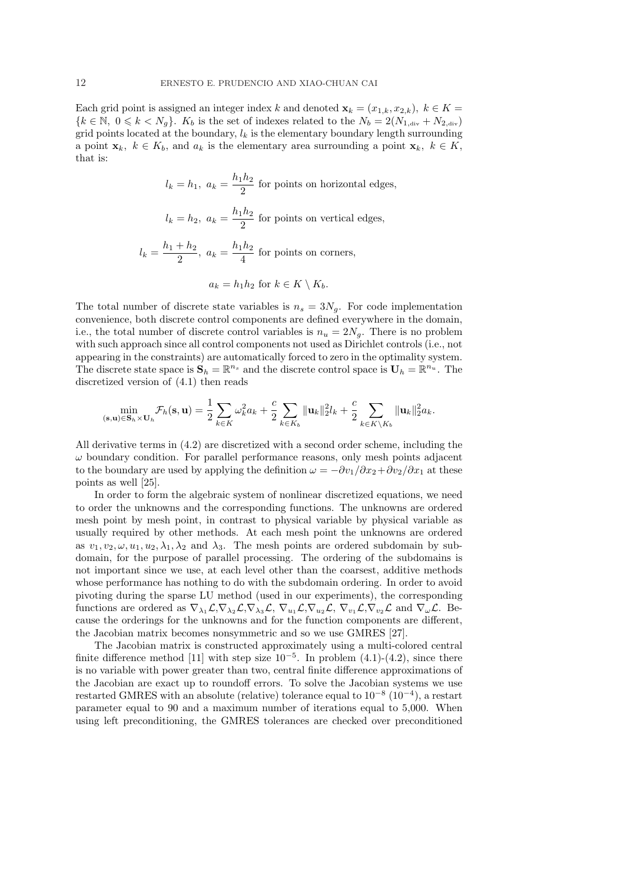Each grid point is assigned an integer index $k$ and denoted $\mathbf{x}_k = (x_{1,k}, x_{2,k}),\ k \in K = \{k \in \mathbb{N},\ 0 \leqslant k < N_g\}$. $K_b$ is the set of indexes related to the $N_b = 2(N_{1,\text{div}} + N_{2,\text{div}})$ grid points located at the boundary, $l_k$ is the elementary boundary length surrounding a point $\mathbf{x}_k,\ k \in K_b$, and $a_k$ is the elementary area surrounding a point $\mathbf{x}_k,\ k \in K$, that is:

$$l_k = h_1,\ a_k = \frac{h_1 h_2}{2} \text{ for points on horizontal edges,}$$

$$l_k = h_2,\ a_k = \frac{h_1 h_2}{2} \text{ for points on vertical edges,}$$

$$l_k = \frac{h_1 + h_2}{2},\ a_k = \frac{h_1 h_2}{4} \text{ for points on corners,}$$

$$a_k = h_1 h_2 \text{ for } k \in K \setminus K_b.$$

The total number of discrete state variables is $n_s = 3N_g$. For code implementation convenience, both discrete control components are defined everywhere in the domain, i.e., the total number of discrete control variables is $n_u = 2N_g$. There is no problem with such approach since all control components not used as Dirichlet controls (i.e., not appearing in the constraints) are automatically forced to zero in the optimality system. The discrete state space is $\mathbf{S}_h = \mathbb{R}^{n_s}$ and the discrete control space is $\mathbf{U}_h = \mathbb{R}^{n_u}$. The discretized version of (4.1) then reads

$$\min_{(\mathbf{s},\mathbf{u}) \in \mathbf{S}_h \times \mathbf{U}_h} \mathcal{F}_h(\mathbf{s}, \mathbf{u}) = \frac{1}{2} \sum_{k \in K} \omega_k^2 a_k + \frac{c}{2} \sum_{k \in K_b} \|\mathbf{u}_k\|_2^2 l_k + \frac{c}{2} \sum_{k \in K \setminus K_b} \|\mathbf{u}_k\|_2^2 a_k.$$

All derivative terms in (4.2) are discretized with a second order scheme, including the $\omega$ boundary condition. For parallel performance reasons, only mesh points adjacent to the boundary are used by applying the definition $\omega = -\partial v_1/\partial x_2 + \partial v_2/\partial x_1$ at these points as well [25].

In order to form the algebraic system of nonlinear discretized equations, we need to order the unknowns and the corresponding functions. The unknowns are ordered mesh point by mesh point, in contrast to physical variable by physical variable as usually required by other methods. At each mesh point the unknowns are ordered as $v_1, v_2, \omega, u_1, u_2, \lambda_1, \lambda_2$ and $\lambda_3$. The mesh points are ordered subdomain by subdomain, for the purpose of parallel processing. The ordering of the subdomains is not important since we use, at each level other than the coarsest, additive methods whose performance has nothing to do with the subdomain ordering. In order to avoid pivoting during the sparse LU method (used in our experiments), the corresponding functions are ordered as $\nabla_{\lambda_1}\mathcal{L}, \nabla_{\lambda_2}\mathcal{L}, \nabla_{\lambda_3}\mathcal{L},\ \nabla_{u_1}\mathcal{L}, \nabla_{u_2}\mathcal{L},\ \nabla_{v_1}\mathcal{L}, \nabla_{v_2}\mathcal{L}$ and $\nabla_{\omega}\mathcal{L}$. Because the orderings for the unknowns and for the function components are different, the Jacobian matrix becomes nonsymmetric and so we use GMRES [27].

The Jacobian matrix is constructed approximately using a multi-colored central finite difference method [11] with step size $10^{-5}$. In problem (4.1)-(4.2), since there is no variable with power greater than two, central finite difference approximations of the Jacobian are exact up to roundoff errors. To solve the Jacobian systems we use restarted GMRES with an absolute (relative) tolerance equal to $10^{-8}$ ($10^{-4}$), a restart parameter equal to 90 and a maximum number of iterations equal to 5,000. When using left preconditioning, the GMRES tolerances are checked over preconditioned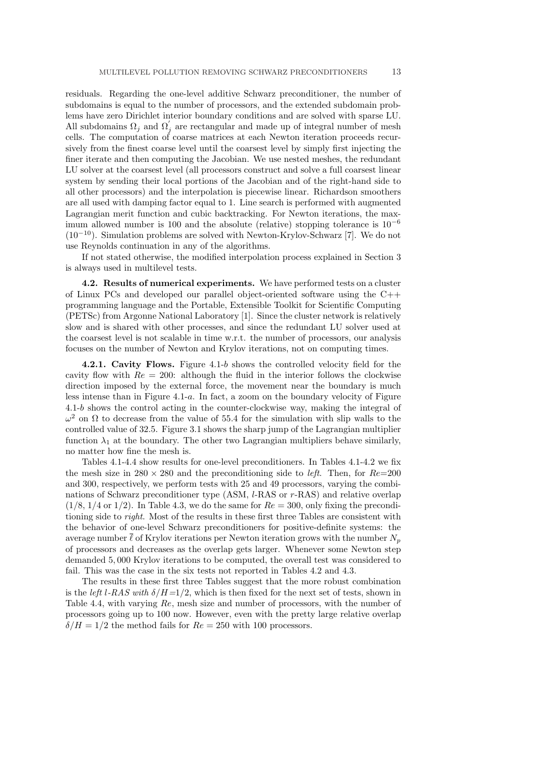residuals. Regarding the one-level additive Schwarz preconditioner, the number of subdomains is equal to the number of processors, and the extended subdomain problems have zero Dirichlet interior boundary conditions and are solved with sparse LU. All subdomains $\Omega_j$ and $\Omega_j^{'}$ are rectangular and made up of integral number of mesh cells. The computation of coarse matrices at each Newton iteration proceeds recursively from the finest coarse level until the coarsest level by simply first injecting the finer iterate and then computing the Jacobian. We use nested meshes, the redundant LU solver at the coarsest level (all processors construct and solve a full coarsest linear system by sending their local portions of the Jacobian and of the right-hand side to all other processors) and the interpolation is piecewise linear. Richardson smoothers are all used with damping factor equal to 1. Line search is performed with augmented Lagrangian merit function and cubic backtracking. For Newton iterations, the maximum allowed number is 100 and the absolute (relative) stopping tolerance is $10^{-6}$ ($10^{-10}$). Simulation problems are solved with Newton-Krylov-Schwarz [7]. We do not use Reynolds continuation in any of the algorithms.

If not stated otherwise, the modified interpolation process explained in Section 3 is always used in multilevel tests.

**4.2. Results of numerical experiments.** We have performed tests on a cluster of Linux PCs and developed our parallel object-oriented software using the C++ programming language and the Portable, Extensible Toolkit for Scientific Computing (PETSc) from Argonne National Laboratory [1]. Since the cluster network is relatively slow and is shared with other processes, and since the redundant LU solver used at the coarsest level is not scalable in time w.r.t. the number of processors, our analysis focuses on the number of Newton and Krylov iterations, not on computing times.

**4.2.1. Cavity Flows.** Figure 4.1-*b* shows the controlled velocity field for the cavity flow with $Re = 200$: although the fluid in the interior follows the clockwise direction imposed by the external force, the movement near the boundary is much less intense than in Figure 4.1-*a*. In fact, a zoom on the boundary velocity of Figure 4.1-*b* shows the control acting in the counter-clockwise way, making the integral of $\omega^2$ on $\Omega$ to decrease from the value of 55.4 for the simulation with slip walls to the controlled value of 32.5. Figure 3.1 shows the sharp jump of the Lagrangian multiplier function $\lambda_1$ at the boundary. The other two Lagrangian multipliers behave similarly, no matter how fine the mesh is.

Tables 4.1-4.4 show results for one-level preconditioners. In Tables 4.1-4.2 we fix the mesh size in $280 \times 280$ and the preconditioning side to *left*. Then, for $Re$=200 and 300, respectively, we perform tests with 25 and 49 processors, varying the combinations of Schwarz preconditioner type (ASM, $l$-RAS or $r$-RAS) and relative overlap (1/8, 1/4 or 1/2). In Table 4.3, we do the same for $Re = 300$, only fixing the preconditioning side to *right*. Most of the results in these first three Tables are consistent with the behavior of one-level Schwarz preconditioners for positive-definite systems: the average number $\overline{\ell}$ of Krylov iterations per Newton iteration grows with the number $N_p$ of processors and decreases as the overlap gets larger. Whenever some Newton step demanded 5,000 Krylov iterations to be computed, the overall test was considered to fail. This was the case in the six tests not reported in Tables 4.2 and 4.3.

The results in these first three Tables suggest that the more robust combination is the *left $l$-RAS with* $\delta/H$=1/2, which is then fixed for the next set of tests, shown in Table 4.4, with varying $Re$, mesh size and number of processors, with the number of processors going up to 100 now. However, even with the pretty large relative overlap $\delta/H = 1/2$ the method fails for $Re = 250$ with 100 processors.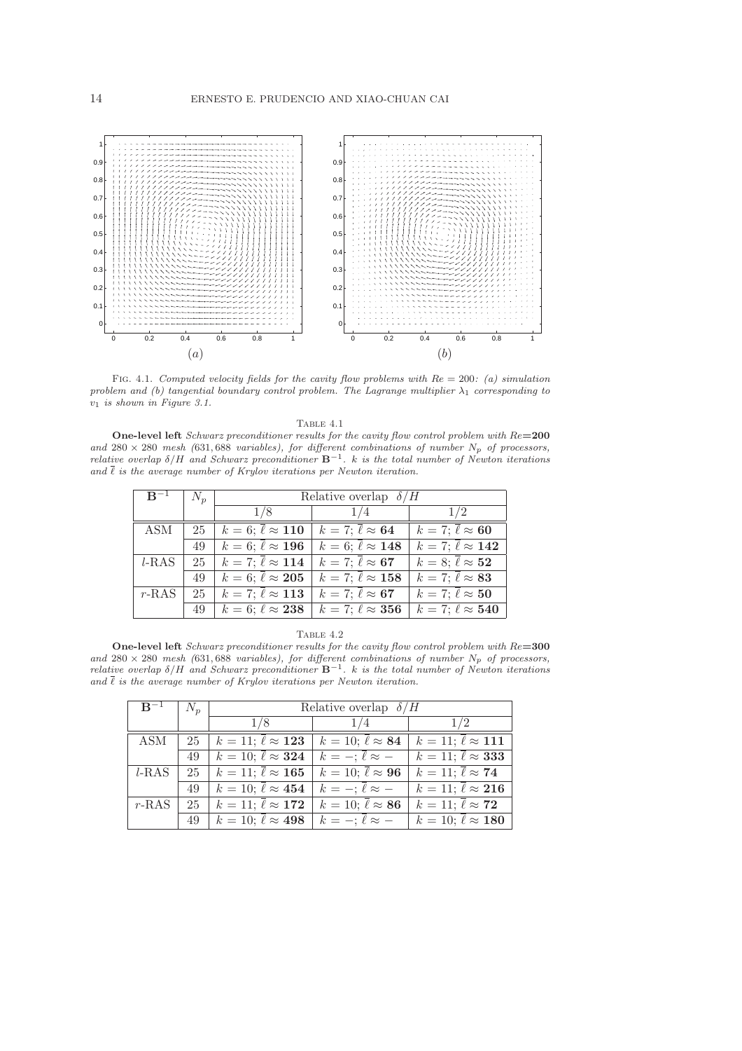FIG. 4.1. *Computed velocity fields for the cavity flow problems with Re = 200: (a) simulation problem and (b) tangential boundary control problem. The Lagrange multiplier $\lambda_1$ corresponding to $v_1$ is shown in Figure 3.1.*

TABLE 4.1

**One-level left** *Schwarz preconditioner results for the cavity flow control problem with Re*=**200** *and* $280 \times 280$ *mesh (631,688 variables), for different combinations of number $N_p$ of processors, relative overlap $\delta/H$ and Schwarz preconditioner $\mathbf{B}^{-1}$. $k$ is the total number of Newton iterations and $\overline{\ell}$ is the average number of Krylov iterations per Newton iteration.*

| $\mathbf{B}^{-1}$ | $N_p$ | Relative overlap $\delta/H$ | | |
|---|---|---|---|---|
| | | 1/8 | 1/4 | 1/2 |
| ASM | 25 | $k = 6$; $\overline{\ell} \approx$ **110** | $k = 7$; $\overline{\ell} \approx$ **64** | $k = 7$; $\overline{\ell} \approx$ **60** |
| | 49 | $k = 6$; $\overline{\ell} \approx$ **196** | $k = 6$; $\overline{\ell} \approx$ **148** | $k = 7$; $\overline{\ell} \approx$ **142** |
| $l$-RAS | 25 | $k = 7$; $\overline{\ell} \approx$ **114** | $k = 7$; $\overline{\ell} \approx$ **67** | $k = 8$; $\overline{\ell} \approx$ **52** |
| | 49 | $k = 6$; $\overline{\ell} \approx$ **205** | $k = 7$; $\overline{\ell} \approx$ **158** | $k = 7$; $\overline{\ell} \approx$ **83** |
| $r$-RAS | 25 | $k = 7$; $\overline{\ell} \approx$ **113** | $k = 7$; $\overline{\ell} \approx$ **67** | $k = 7$; $\overline{\ell} \approx$ **50** |
| | 49 | $k = 6$; $\ell \approx$ **238** | $k = 7$; $\ell \approx$ **356** | $k = 7$; $\ell \approx$ **540** |

TABLE 4.2

**One-level left** *Schwarz preconditioner results for the cavity flow control problem with Re*=**300** *and* $280 \times 280$ *mesh (631,688 variables), for different combinations of number $N_p$ of processors, relative overlap $\delta/H$ and Schwarz preconditioner $\mathbf{B}^{-1}$. $k$ is the total number of Newton iterations and $\overline{\ell}$ is the average number of Krylov iterations per Newton iteration.*

| $\mathbf{B}^{-1}$ | $N_p$ | Relative overlap $\delta/H$ | | |
|---|---|---|---|---|
| | | 1/8 | 1/4 | 1/2 |
| ASM | 25 | $k = 11$; $\overline{\ell} \approx$ **123** | $k = 10$; $\overline{\ell} \approx$ **84** | $k = 11$; $\overline{\ell} \approx$ **111** |
| | 49 | $k = 10$; $\overline{\ell} \approx$ **324** | $k = -$; $\overline{\ell} \approx -$ | $k = 11$; $\overline{\ell} \approx$ **333** |
| $l$-RAS | 25 | $k = 11$; $\overline{\ell} \approx$ **165** | $k = 10$; $\overline{\ell} \approx$ **96** | $k = 11$; $\overline{\ell} \approx$ **74** |
| | 49 | $k = 10$; $\overline{\ell} \approx$ **454** | $k = -$; $\overline{\ell} \approx -$ | $k = 11$; $\overline{\ell} \approx$ **216** |
| $r$-RAS | 25 | $k = 11$; $\overline{\ell} \approx$ **172** | $k = 10$; $\overline{\ell} \approx$ **86** | $k = 11$; $\overline{\ell} \approx$ **72** |
| | 49 | $k = 10$; $\overline{\ell} \approx$ **498** | $k = -$; $\overline{\ell} \approx -$ | $k = 10$; $\overline{\ell} \approx$ **180** |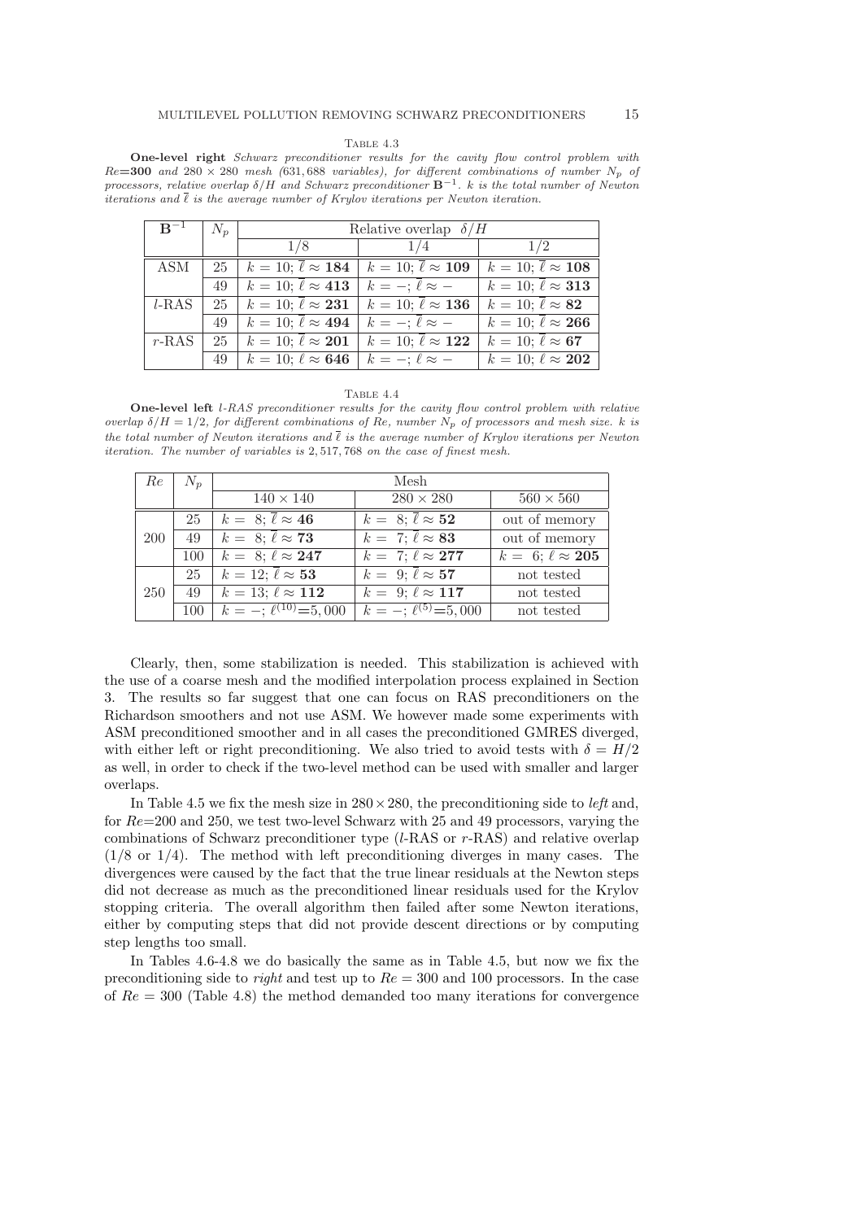Table 4.3

**One-level right** *Schwarz preconditioner results for the cavity flow control problem with* $Re$=**300** *and* $280 \times 280$ *mesh (*631,688 *variables), for different combinations of number* $N_p$ *of processors, relative overlap* $\delta/H$ *and Schwarz preconditioner* $\mathbf{B}^{-1}$*.* $k$ *is the total number of Newton iterations and* $\overline{\ell}$ *is the average number of Krylov iterations per Newton iteration.*

| $\mathbf{B}^{-1}$ | $N_p$ | Relative overlap $\delta/H$ | | |
|---|---|---|---|---|
| | | 1/8 | 1/4 | 1/2 |
| ASM | 25 | $k = 10$; $\overline{\ell} \approx$ **184** | $k = 10$; $\overline{\ell} \approx$ **109** | $k = 10$; $\overline{\ell} \approx$ **108** |
| | 49 | $k = 10$; $\overline{\ell} \approx$ **413** | $k = -$; $\overline{\ell} \approx -$ | $k = 10$; $\overline{\ell} \approx$ **313** |
| $l$-RAS | 25 | $k = 10$; $\overline{\ell} \approx$ **231** | $k = 10$; $\overline{\ell} \approx$ **136** | $k = 10$; $\overline{\ell} \approx$ **82** |
| | 49 | $k = 10$; $\overline{\ell} \approx$ **494** | $k = -$; $\overline{\ell} \approx -$ | $k = 10$; $\overline{\ell} \approx$ **266** |
| $r$-RAS | 25 | $k = 10$; $\overline{\ell} \approx$ **201** | $k = 10$; $\overline{\ell} \approx$ **122** | $k = 10$; $\overline{\ell} \approx$ **67** |
| | 49 | $k = 10$; $\ell \approx$ **646** | $k = -$; $\ell \approx -$ | $k = 10$; $\ell \approx$ **202** |

Table 4.4

**One-level left** *l-RAS preconditioner results for the cavity flow control problem with relative overlap* $\delta/H = 1/2$*, for different combinations of* $Re$*, number* $N_p$ *of processors and mesh size.* $k$ *is the total number of Newton iterations and* $\overline{\ell}$ *is the average number of Krylov iterations per Newton iteration. The number of variables is* 2,517,768 *on the case of finest mesh.*

| $Re$ | $N_p$ | Mesh | | |
|---|---|---|---|---|
| | | $140 \times 140$ | $280 \times 280$ | $560 \times 560$ |
| 200 | 25 | $k = 8$; $\overline{\ell} \approx$ **46** | $k = 8$; $\overline{\ell} \approx$ **52** | out of memory |
| | 49 | $k = 8$; $\overline{\ell} \approx$ **73** | $k = 7$; $\overline{\ell} \approx$ **83** | out of memory |
| | 100 | $k = 8$; $\ell \approx$ **247** | $k = 7$; $\ell \approx$ **277** | $k = 6$; $\ell \approx$ **205** |
| 250 | 25 | $k = 12$; $\overline{\ell} \approx$ **53** | $k = 9$; $\overline{\ell} \approx$ **57** | not tested |
| | 49 | $k = 13$; $\ell \approx$ **112** | $k = 9$; $\ell \approx$ **117** | not tested |
| | 100 | $k = -$; $\ell^{(10)}$=5,000 | $k = -$; $\ell^{(5)}$=5,000 | not tested |

Clearly, then, some stabilization is needed. This stabilization is achieved with the use of a coarse mesh and the modified interpolation process explained in Section 3. The results so far suggest that one can focus on RAS preconditioners on the Richardson smoothers and not use ASM. We however made some experiments with ASM preconditioned smoother and in all cases the preconditioned GMRES diverged, with either left or right preconditioning. We also tried to avoid tests with $\delta = H/2$ as well, in order to check if the two-level method can be used with smaller and larger overlaps.

In Table 4.5 we fix the mesh size in $280 \times 280$, the preconditioning side to *left* and, for $Re$=200 and 250, we test two-level Schwarz with 25 and 49 processors, varying the combinations of Schwarz preconditioner type ($l$-RAS or $r$-RAS) and relative overlap (1/8 or 1/4). The method with left preconditioning diverges in many cases. The divergences were caused by the fact that the true linear residuals at the Newton steps did not decrease as much as the preconditioned linear residuals used for the Krylov stopping criteria. The overall algorithm then failed after some Newton iterations, either by computing steps that did not provide descent directions or by computing step lengths too small.

In Tables 4.6-4.8 we do basically the same as in Table 4.5, but now we fix the preconditioning side to *right* and test up to $Re = 300$ and 100 processors. In the case of $Re = 300$ (Table 4.8) the method demanded too many iterations for convergence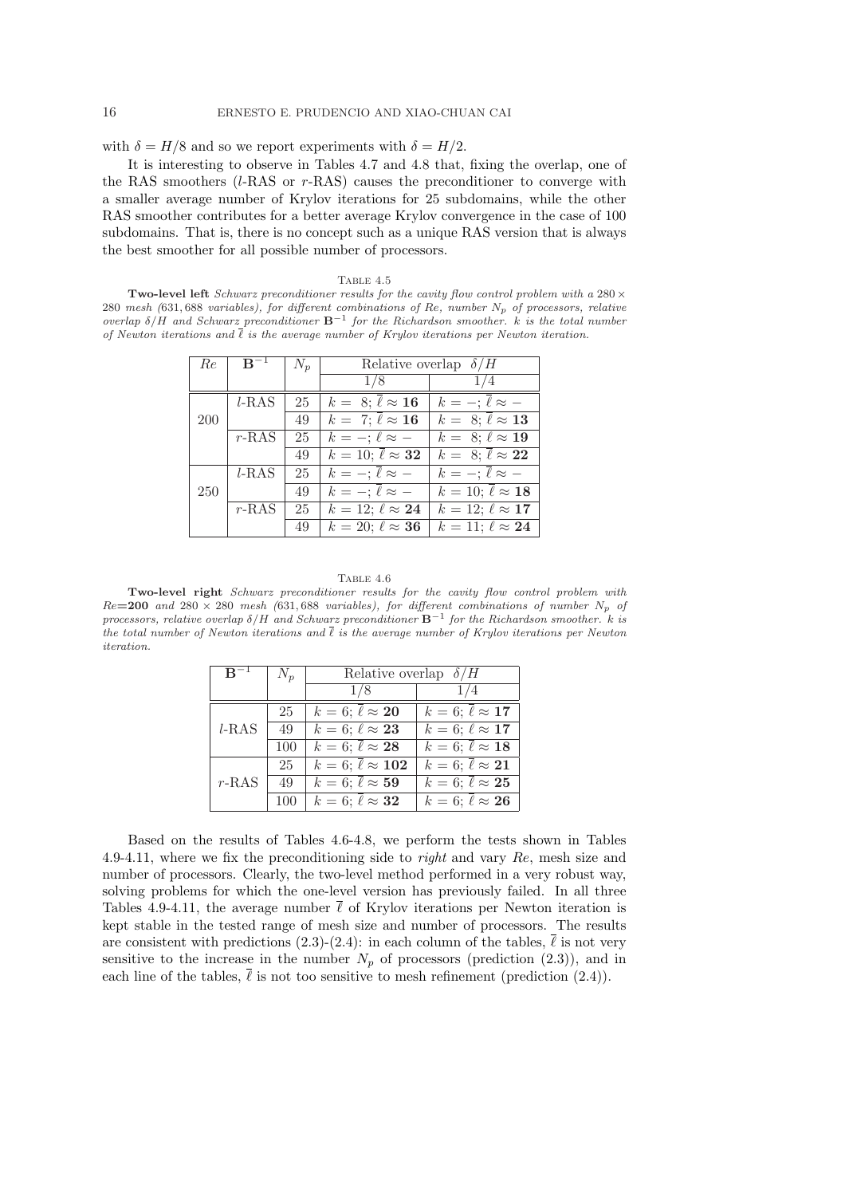with $\delta = H/8$ and so we report experiments with $\delta = H/2$.

It is interesting to observe in Tables 4.7 and 4.8 that, fixing the overlap, one of the RAS smoothers ($l$-RAS or $r$-RAS) causes the preconditioner to converge with a smaller average number of Krylov iterations for 25 subdomains, while the other RAS smoother contributes for a better average Krylov convergence in the case of 100 subdomains. That is, there is no concept such as a unique RAS version that is always the best smoother for all possible number of processors.

Table 4.5

**Two-level left** *Schwarz preconditioner results for the cavity flow control problem with a* $280 \times 280$ *mesh (*631,688 *variables), for different combinations of* $Re$*, number* $N_p$ *of processors, relative overlap* $\delta/H$ *and Schwarz preconditioner* $\mathbf{B}^{-1}$ *for the Richardson smoother.* $k$ *is the total number of Newton iterations and* $\overline{\ell}$ *is the average number of Krylov iterations per Newton iteration.*

| $Re$ | $\mathbf{B}^{-1}$ | $N_p$ | Relative overlap $\delta/H$ | |
|---|---|---|---|---|
| | | | 1/8 | 1/4 |
| 200 | $l$-RAS | 25 | $k = 8$; $\overline{\ell} \approx \mathbf{16}$ | $k = -$; $\overline{\ell} \approx -$ |
| | | 49 | $k = 7$; $\overline{\ell} \approx \mathbf{16}$ | $k = 8$; $\overline{\ell} \approx \mathbf{13}$ |
| | $r$-RAS | 25 | $k = -$; $\ell \approx -$ | $k = 8$; $\ell \approx \mathbf{19}$ |
| | | 49 | $k = 10$; $\overline{\ell} \approx \mathbf{32}$ | $k = 8$; $\overline{\ell} \approx \mathbf{22}$ |
| 250 | $l$-RAS | 25 | $k = -$; $\overline{\ell} \approx -$ | $k = -$; $\overline{\ell} \approx -$ |
| | | 49 | $k = -$; $\overline{\ell} \approx -$ | $k = 10$; $\overline{\ell} \approx \mathbf{18}$ |
| | $r$-RAS | 25 | $k = 12$; $\ell \approx \mathbf{24}$ | $k = 12$; $\ell \approx \mathbf{17}$ |
| | | 49 | $k = 20$; $\ell \approx \mathbf{36}$ | $k = 11$; $\ell \approx \mathbf{24}$ |

Table 4.6

**Two-level right** *Schwarz preconditioner results for the cavity flow control problem with* $Re$=**200** *and* $280 \times 280$ *mesh (*631,688 *variables), for different combinations of number* $N_p$ *of processors, relative overlap* $\delta/H$ *and Schwarz preconditioner* $\mathbf{B}^{-1}$ *for the Richardson smoother.* $k$ *is the total number of Newton iterations and* $\overline{\ell}$ *is the average number of Krylov iterations per Newton iteration.*

| $\mathbf{B}^{-1}$ | $N_p$ | Relative overlap $\delta/H$ | |
|---|---|---|---|
| | | 1/8 | 1/4 |
| $l$-RAS | 25 | $k = 6$; $\overline{\ell} \approx \mathbf{20}$ | $k = 6$; $\overline{\ell} \approx \mathbf{17}$ |
| | 49 | $k = 6$; $\ell \approx \mathbf{23}$ | $k = 6$; $\ell \approx \mathbf{17}$ |
| | 100 | $k = 6$; $\overline{\ell} \approx \mathbf{28}$ | $k = 6$; $\overline{\ell} \approx \mathbf{18}$ |
| $r$-RAS | 25 | $k = 6$; $\overline{\ell} \approx \mathbf{102}$ | $k = 6$; $\overline{\ell} \approx \mathbf{21}$ |
| | 49 | $k = 6$; $\overline{\ell} \approx \mathbf{59}$ | $k = 6$; $\overline{\ell} \approx \mathbf{25}$ |
| | 100 | $k = 6$; $\ell \approx \mathbf{32}$ | $k = 6$; $\overline{\ell} \approx \mathbf{26}$ |

Based on the results of Tables 4.6-4.8, we perform the tests shown in Tables 4.9-4.11, where we fix the preconditioning side to *right* and vary $Re$, mesh size and number of processors. Clearly, the two-level method performed in a very robust way, solving problems for which the one-level version has previously failed. In all three Tables 4.9-4.11, the average number $\overline{\ell}$ of Krylov iterations per Newton iteration is kept stable in the tested range of mesh size and number of processors. The results are consistent with predictions (2.3)-(2.4): in each column of the tables, $\overline{\ell}$ is not very sensitive to the increase in the number $N_p$ of processors (prediction (2.3)), and in each line of the tables, $\overline{\ell}$ is not too sensitive to mesh refinement (prediction (2.4)).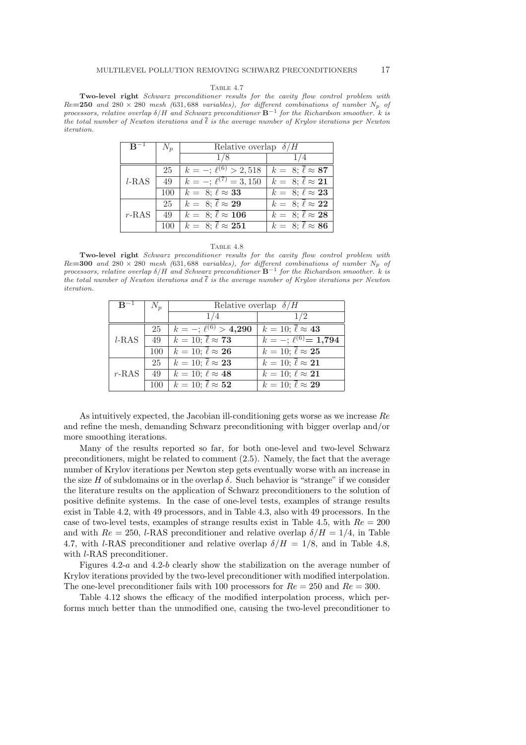Table 4.7

**Two-level right** *Schwarz preconditioner results for the cavity flow control problem with* $Re$**=250** *and* $280 \times 280$ *mesh (631,688 variables), for different combinations of number* $N_p$ *of processors, relative overlap* $\delta/H$ *and Schwarz preconditioner* $\mathbf{B}^{-1}$ *for the Richardson smoother.* $k$ *is the total number of Newton iterations and* $\overline{\ell}$ *is the average number of Krylov iterations per Newton iteration.*

| $\mathbf{B}^{-1}$ | $N_p$ | Relative overlap $\delta/H$ | |
|---|---|---|---|
| | | $1/8$ | $1/4$ |
| $l$-RAS | 25 | $k = -;\ \ell^{(6)} > 2,518$ | $k = 8;\ \overline{\ell} \approx \mathbf{87}$ |
| | 49 | $k = -;\ \ell^{(7)} = 3,150$ | $k = 8;\ \overline{\ell} \approx \mathbf{21}$ |
| | 100 | $k = 8;\ \ell \approx \mathbf{33}$ | $k = 8;\ \ell \approx \mathbf{23}$ |
| $r$-RAS | 25 | $k = 8;\ \overline{\ell} \approx \mathbf{29}$ | $k = 8;\ \overline{\ell} \approx \mathbf{22}$ |
| | 49 | $k = 8;\ \overline{\ell} \approx \mathbf{106}$ | $k = 8;\ \overline{\ell} \approx \mathbf{28}$ |
| | 100 | $k = 8;\ \overline{\ell} \approx \mathbf{251}$ | $k = 8;\ \overline{\ell} \approx \mathbf{86}$ |

Table 4.8

**Two-level right** *Schwarz preconditioner results for the cavity flow control problem with* $Re$**=300** *and* $280 \times 280$ *mesh (631,688 variables), for different combinations of number* $N_p$ *of processors, relative overlap* $\delta/H$ *and Schwarz preconditioner* $\mathbf{B}^{-1}$ *for the Richardson smoother.* $k$ *is the total number of Newton iterations and* $\overline{\ell}$ *is the average number of Krylov iterations per Newton iteration.*

| $\mathbf{B}^{-1}$ | $N_p$ | Relative overlap $\delta/H$ | |
|---|---|---|---|
| | | $1/4$ | $1/2$ |
| $l$-RAS | 25 | $k = -;\ \ell^{(6)} > \mathbf{4,290}$ | $k = 10;\ \overline{\ell} \approx \mathbf{43}$ |
| | 49 | $k = 10;\ \overline{\ell} \approx \mathbf{73}$ | $k = -;\ \ell^{(6)} = \mathbf{1,794}$ |
| | 100 | $k = 10;\ \overline{\ell} \approx \mathbf{26}$ | $k = 10;\ \overline{\ell} \approx \mathbf{25}$ |
| $r$-RAS | 25 | $k = 10;\ \overline{\ell} \approx \mathbf{23}$ | $k = 10;\ \overline{\ell} \approx \mathbf{21}$ |
| | 49 | $k = 10;\ \ell \approx \mathbf{48}$ | $k = 10;\ \ell \approx \mathbf{21}$ |
| | 100 | $k = 10;\ \overline{\ell} \approx \mathbf{52}$ | $k = 10;\ \overline{\ell} \approx \mathbf{29}$ |

As intuitively expected, the Jacobian ill-conditioning gets worse as we increase $Re$ and refine the mesh, demanding Schwarz preconditioning with bigger overlap and/or more smoothing iterations.

Many of the results reported so far, for both one-level and two-level Schwarz preconditioners, might be related to comment (2.5). Namely, the fact that the average number of Krylov iterations per Newton step gets eventually worse with an increase in the size $H$ of subdomains or in the overlap $\delta$. Such behavior is "strange" if we consider the literature results on the application of Schwarz preconditioners to the solution of positive definite systems. In the case of one-level tests, examples of strange results exist in Table 4.2, with 49 processors, and in Table 4.3, also with 49 processors. In the case of two-level tests, examples of strange results exist in Table 4.5, with $Re = 200$ and with $Re = 250$, $l$-RAS preconditioner and relative overlap $\delta/H = 1/4$, in Table 4.7, with $l$-RAS preconditioner and relative overlap $\delta/H = 1/8$, and in Table 4.8, with $l$-RAS preconditioner.

Figures 4.2-*a* and 4.2-*b* clearly show the stabilization on the average number of Krylov iterations provided by the two-level preconditioner with modified interpolation. The one-level preconditioner fails with 100 processors for $Re = 250$ and $Re = 300$.

Table 4.12 shows the efficacy of the modified interpolation process, which performs much better than the unmodified one, causing the two-level preconditioner to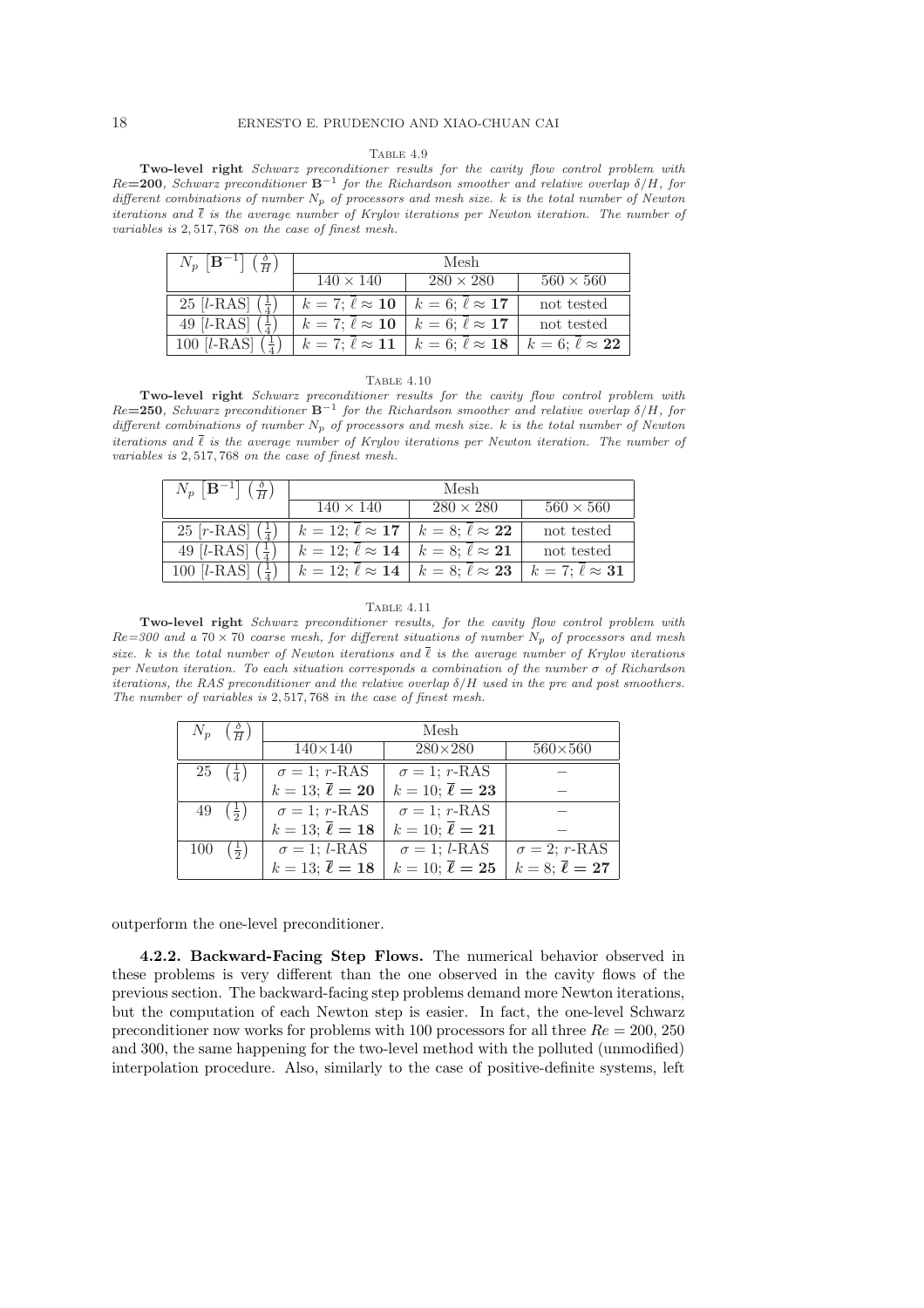Table 4.9

**Two-level right** *Schwarz preconditioner results for the cavity flow control problem with* $Re$**=200**, *Schwarz preconditioner* $\mathbf{B}^{-1}$ *for the Richardson smoother and relative overlap* $\delta/H$, *for different combinations of number* $N_p$ *of processors and mesh size.* $k$ *is the total number of Newton iterations and* $\overline{\ell}$ *is the average number of Krylov iterations per Newton iteration. The number of variables is* 2,517,768 *on the case of finest mesh.*

| $N_p$ $\left[\mathbf{B}^{-1}\right]$ $\left(\frac{\delta}{H}\right)$ | Mesh | | |
|---|---|---|---|
| | $140 \times 140$ | $280 \times 280$ | $560 \times 560$ |
| 25 [$l$-RAS] $\left(\frac{1}{4}\right)$ | $k = 7$; $\overline{\ell} \approx \mathbf{10}$ | $k = 6$; $\overline{\ell} \approx \mathbf{17}$ | not tested |
| 49 [$l$-RAS] $\left(\frac{1}{4}\right)$ | $k = 7$; $\overline{\ell} \approx \mathbf{10}$ | $k = 6$; $\overline{\ell} \approx \mathbf{17}$ | not tested |
| 100 [$l$-RAS] $\left(\frac{1}{4}\right)$ | $k = 7$; $\overline{\ell} \approx \mathbf{11}$ | $k = 6$; $\overline{\ell} \approx \mathbf{18}$ | $k = 6$; $\overline{\ell} \approx \mathbf{22}$ |

Table 4.10

**Two-level right** *Schwarz preconditioner results for the cavity flow control problem with* $Re$**=250**, *Schwarz preconditioner* $\mathbf{B}^{-1}$ *for the Richardson smoother and relative overlap* $\delta/H$, *for different combinations of number* $N_p$ *of processors and mesh size.* $k$ *is the total number of Newton iterations and* $\overline{\ell}$ *is the average number of Krylov iterations per Newton iteration. The number of variables is* 2,517,768 *on the case of finest mesh.*

| $N_p$ $\left[\mathbf{B}^{-1}\right]$ $\left(\frac{\delta}{H}\right)$ | Mesh | | |
|---|---|---|---|
| | $140 \times 140$ | $280 \times 280$ | $560 \times 560$ |
| 25 [$r$-RAS] $\left(\frac{1}{4}\right)$ | $k = 12$; $\overline{\ell} \approx \mathbf{17}$ | $k = 8$; $\overline{\ell} \approx \mathbf{22}$ | not tested |
| 49 [$l$-RAS] $\left(\frac{1}{4}\right)$ | $k = 12$; $\overline{\ell} \approx \mathbf{14}$ | $k = 8$; $\overline{\ell} \approx \mathbf{21}$ | not tested |
| 100 [$l$-RAS] $\left(\frac{1}{4}\right)$ | $k = 12$; $\overline{\ell} \approx \mathbf{14}$ | $k = 8$; $\overline{\ell} \approx \mathbf{23}$ | $k = 7$; $\overline{\ell} \approx \mathbf{31}$ |

Table 4.11

**Two-level right** *Schwarz preconditioner results, for the cavity flow control problem with* $Re$*=300 and a* $70 \times 70$ *coarse mesh, for different situations of number* $N_p$ *of processors and mesh size.* $k$ *is the total number of Newton iterations and* $\overline{\ell}$ *is the average number of Krylov iterations per Newton iteration. To each situation corresponds a combination of the number* $\sigma$ *of Richardson iterations, the RAS preconditioner and the relative overlap* $\delta/H$ *used in the pre and post smoothers. The number of variables is* 2,517,768 *in the case of finest mesh.*

| $N_p$ $\left(\frac{\delta}{H}\right)$ | Mesh | | |
|---|---|---|---|
| | 140×140 | 280×280 | 560×560 |
| 25 $\left(\frac{1}{4}\right)$ | $\sigma = 1$; $r$-RAS | $\sigma = 1$; $r$-RAS | – |
| | $k = 13$; $\overline{\ell} = \mathbf{20}$ | $k = 10$; $\overline{\ell} = \mathbf{23}$ | – |
| 49 $\left(\frac{1}{2}\right)$ | $\sigma = 1$; $r$-RAS | $\sigma = 1$; $r$-RAS | – |
| | $k = 13$; $\overline{\ell} = \mathbf{18}$ | $k = 10$; $\overline{\ell} = \mathbf{21}$ | – |
| 100 $\left(\frac{1}{2}\right)$ | $\sigma = 1$; $l$-RAS | $\sigma = 1$; $l$-RAS | $\sigma = 2$; $r$-RAS |
| | $k = 13$; $\overline{\ell} = \mathbf{18}$ | $k = 10$; $\overline{\ell} = \mathbf{25}$ | $k = 8$; $\overline{\ell} = \mathbf{27}$ |

outperform the one-level preconditioner.

**4.2.2. Backward-Facing Step Flows.** The numerical behavior observed in these problems is very different than the one observed in the cavity flows of the previous section. The backward-facing step problems demand more Newton iterations, but the computation of each Newton step is easier. In fact, the one-level Schwarz preconditioner now works for problems with 100 processors for all three $Re = 200$, 250 and 300, the same happening for the two-level method with the polluted (unmodified) interpolation procedure. Also, similarly to the case of positive-definite systems, left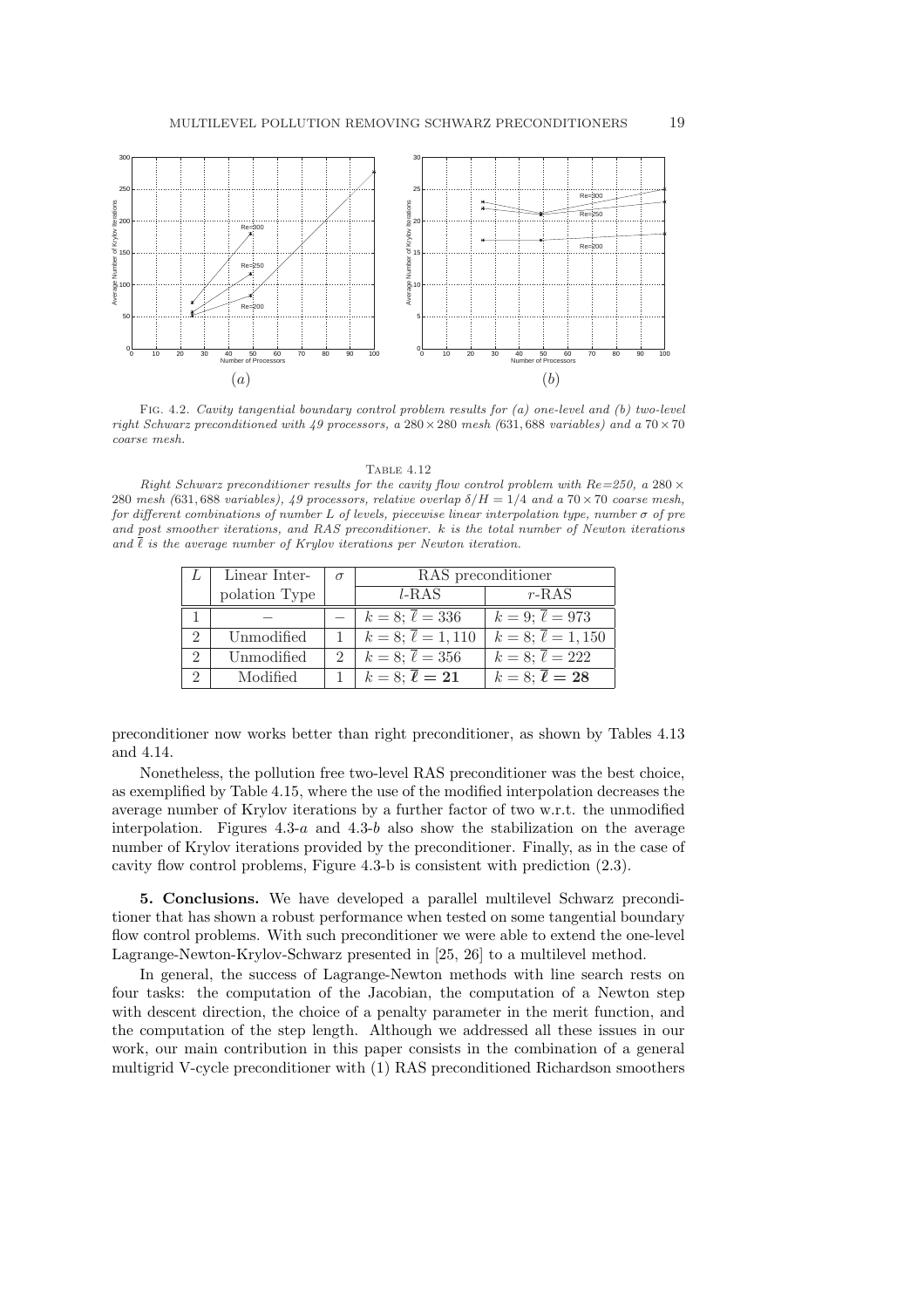Fig. 4.2. *Cavity tangential boundary control problem results for (a) one-level and (b) two-level right Schwarz preconditioned with 49 processors, a $280 \times 280$ mesh (631,688 variables) and a $70 \times 70$ coarse mesh.*

Table 4.12

*Right Schwarz preconditioner results for the cavity flow control problem with Re=250, a $280 \times 280$ mesh (631,688 variables), 49 processors, relative overlap $\delta/H = 1/4$ and a $70 \times 70$ coarse mesh, for different combinations of number $L$ of levels, piecewise linear interpolation type, number $\sigma$ of pre and post smoother iterations, and RAS preconditioner. $k$ is the total number of Newton iterations and $\overline{\ell}$ is the average number of Krylov iterations per Newton iteration.*

| $L$ | Linear Interpolation Type | $\sigma$ | RAS preconditioner | |
|---|---|---|---|---|
| | | | $l$-RAS | $r$-RAS |
| 1 | – | – | $k = 8$; $\overline{\ell} = 336$ | $k = 9$; $\overline{\ell} = 973$ |
| 2 | Unmodified | 1 | $k = 8$; $\overline{\ell} = 1,110$ | $k = 8$; $\overline{\ell} = 1,150$ |
| 2 | Unmodified | 2 | $k = 8$; $\overline{\ell} = 356$ | $k = 8$; $\overline{\ell} = 222$ |
| 2 | Modified | 1 | $k = 8$; $\boldsymbol{\overline{\ell} = 21}$ | $k = 8$; $\boldsymbol{\overline{\ell} = 28}$ |

preconditioner now works better than right preconditioner, as shown by Tables 4.13 and 4.14.

Nonetheless, the pollution free two-level RAS preconditioner was the best choice, as exemplified by Table 4.15, where the use of the modified interpolation decreases the average number of Krylov iterations by a further factor of two w.r.t. the unmodified interpolation. Figures 4.3-*a* and 4.3-*b* also show the stabilization on the average number of Krylov iterations provided by the preconditioner. Finally, as in the case of cavity flow control problems, Figure 4.3-b is consistent with prediction (2.3).

## 5. Conclusions.

We have developed a parallel multilevel Schwarz preconditioner that has shown a robust performance when tested on some tangential boundary flow control problems. With such preconditioner we were able to extend the one-level Lagrange-Newton-Krylov-Schwarz presented in [25, 26] to a multilevel method.

In general, the success of Lagrange-Newton methods with line search rests on four tasks: the computation of the Jacobian, the computation of a Newton step with descent direction, the choice of a penalty parameter in the merit function, and the computation of the step length. Although we addressed all these issues in our work, our main contribution in this paper consists in the combination of a general multigrid V-cycle preconditioner with (1) RAS preconditioned Richardson smoothers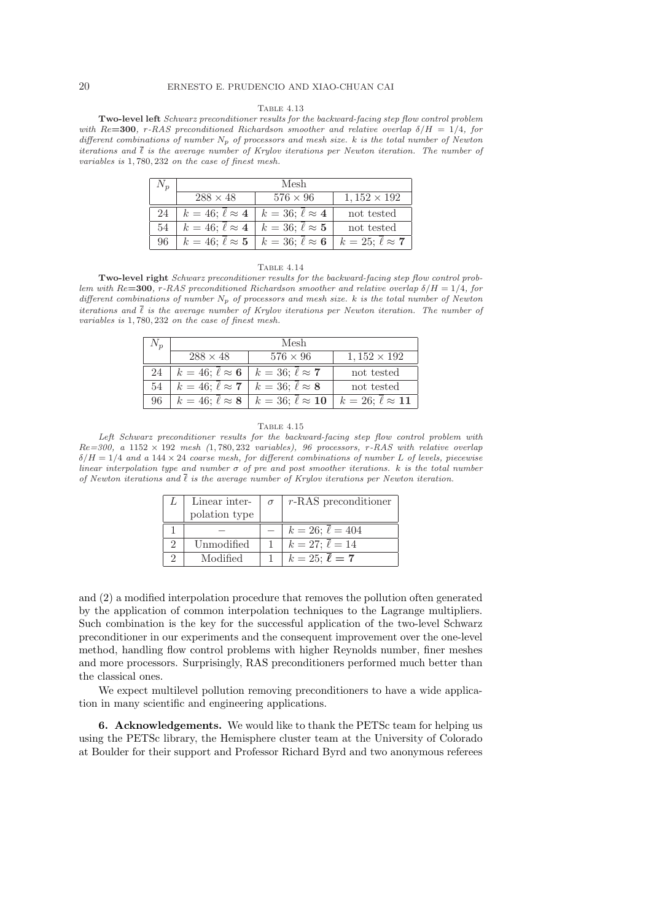Table 4.13

**Two-level left** *Schwarz preconditioner results for the backward-facing step flow control problem with Re***=300***, r-RAS preconditioned Richardson smoother and relative overlap $\delta/H = 1/4$, for different combinations of number $N_p$ of processors and mesh size. k is the total number of Newton iterations and $\overline{\ell}$ is the average number of Krylov iterations per Newton iteration. The number of variables is* 1,780,232 *on the case of finest mesh.*

| $N_p$ | Mesh | | |
|---|---|---|---|
| | $288 \times 48$ | $576 \times 96$ | $1,152 \times 192$ |
| 24 | $k = 46$; $\overline{\ell} \approx \mathbf{4}$ | $k = 36$; $\overline{\ell} \approx \mathbf{4}$ | not tested |
| 54 | $k = 46$; $\overline{\ell} \approx \mathbf{4}$ | $k = 36$; $\overline{\ell} \approx \mathbf{5}$ | not tested |
| 96 | $k = 46$; $\overline{\ell} \approx \mathbf{5}$ | $k = 36$; $\overline{\ell} \approx \mathbf{6}$ | $k = 25$; $\overline{\ell} \approx \mathbf{7}$ |

Table 4.14

**Two-level right** *Schwarz preconditioner results for the backward-facing step flow control problem with Re***=300***, r-RAS preconditioned Richardson smoother and relative overlap $\delta/H = 1/4$, for different combinations of number $N_p$ of processors and mesh size. k is the total number of Newton iterations and $\overline{\ell}$ is the average number of Krylov iterations per Newton iteration. The number of variables is* 1,780,232 *on the case of finest mesh.*

| $N_p$ | Mesh | | |
|---|---|---|---|
| | $288 \times 48$ | $576 \times 96$ | $1,152 \times 192$ |
| 24 | $k = 46$; $\overline{\ell} \approx \mathbf{6}$ | $k = 36$; $\overline{\ell} \approx \mathbf{7}$ | not tested |
| 54 | $k = 46$; $\overline{\ell} \approx \mathbf{7}$ | $k = 36$; $\overline{\ell} \approx \mathbf{8}$ | not tested |
| 96 | $k = 46$; $\overline{\ell} \approx \mathbf{8}$ | $k = 36$; $\overline{\ell} \approx \mathbf{10}$ | $k = 26$; $\overline{\ell} \approx \mathbf{11}$ |

Table 4.15

*Left Schwarz preconditioner results for the backward-facing step flow control problem with Re=300, a $1152 \times 192$ mesh (*1,780,232 *variables), 96 processors, r-RAS with relative overlap $\delta/H = 1/4$ and a $144 \times 24$ coarse mesh, for different combinations of number L of levels, piecewise linear interpolation type and number $\sigma$ of pre and post smoother iterations. k is the total number of Newton iterations and $\overline{\ell}$ is the average number of Krylov iterations per Newton iteration.*

| $L$ | Linear interpolation type | $\sigma$ | $r$-RAS preconditioner |
|---|---|---|---|
| 1 | – | – | $k = 26$; $\overline{\ell} = 404$ |
| 2 | Unmodified | 1 | $k = 27$; $\overline{\ell} = 14$ |
| 2 | Modified | 1 | $k = 25$; $\overline{\boldsymbol{\ell}} = \mathbf{7}$ |

and (2) a modified interpolation procedure that removes the pollution often generated by the application of common interpolation techniques to the Lagrange multipliers. Such combination is the key for the successful application of the two-level Schwarz preconditioner in our experiments and the consequent improvement over the one-level method, handling flow control problems with higher Reynolds number, finer meshes and more processors. Surprisingly, RAS preconditioners performed much better than the classical ones.

We expect multilevel pollution removing preconditioners to have a wide application in many scientific and engineering applications.

**6. Acknowledgements.** We would like to thank the PETSc team for helping us using the PETSc library, the Hemisphere cluster team at the University of Colorado at Boulder for their support and Professor Richard Byrd and two anonymous referees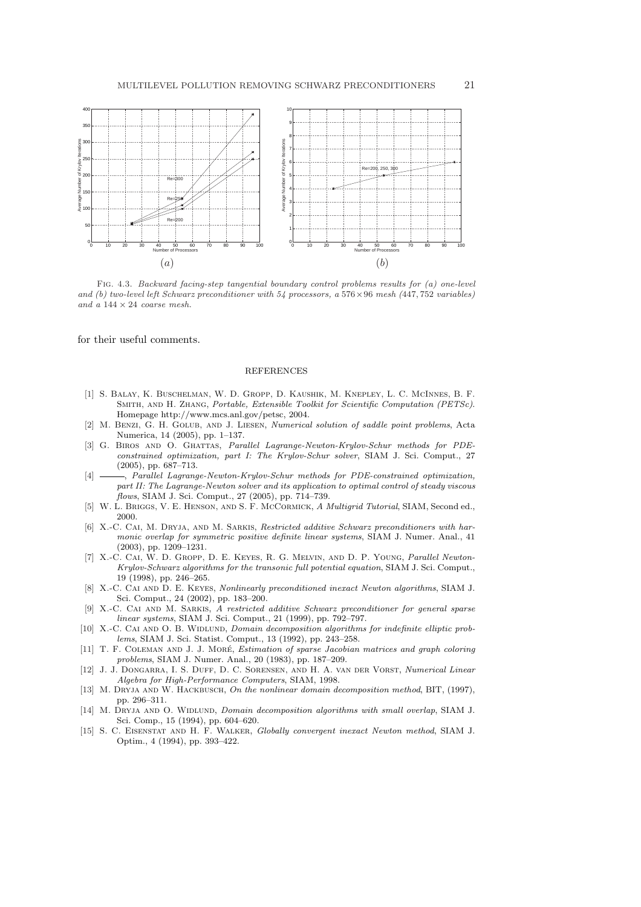Fig. 4.3. *Backward facing-step tangential boundary control problems results for (a) one-level and (b) two-level left Schwarz preconditioner with 54 processors, a* $576\times 96$ *mesh* (447,752 *variables) and a* $144 \times 24$ *coarse mesh.*

for their useful comments.

## REFERENCES

- [1] S. Balay, K. Buschelman, W. D. Gropp, D. Kaushik, M. Knepley, L. C. McInnes, B. F. Smith, and H. Zhang, *Portable, Extensible Toolkit for Scientific Computation (PETSc)*. Homepage http://www.mcs.anl.gov/petsc, 2004.
- [2] M. Benzi, G. H. Golub, and J. Liesen, *Numerical solution of saddle point problems*, Acta Numerica, 14 (2005), pp. 1–137.
- [3] G. Biros and O. Ghattas, *Parallel Lagrange-Newton-Krylov-Schur methods for PDE-constrained optimization, part I: The Krylov-Schur solver*, SIAM J. Sci. Comput., 27 (2005), pp. 687–713.
- [4] ———, *Parallel Lagrange-Newton-Krylov-Schur methods for PDE-constrained optimization, part II: The Lagrange-Newton solver and its application to optimal control of steady viscous flows*, SIAM J. Sci. Comput., 27 (2005), pp. 714–739.
- [5] W. L. Briggs, V. E. Henson, and S. F. McCormick, *A Multigrid Tutorial*, SIAM, Second ed., 2000.
- [6] X.-C. Cai, M. Dryja, and M. Sarkis, *Restricted additive Schwarz preconditioners with harmonic overlap for symmetric positive definite linear systems*, SIAM J. Numer. Anal., 41 (2003), pp. 1209–1231.
- [7] X.-C. Cai, W. D. Gropp, D. E. Keyes, R. G. Melvin, and D. P. Young, *Parallel Newton-Krylov-Schwarz algorithms for the transonic full potential equation*, SIAM J. Sci. Comput., 19 (1998), pp. 246–265.
- [8] X.-C. Cai and D. E. Keyes, *Nonlinearly preconditioned inexact Newton algorithms*, SIAM J. Sci. Comput., 24 (2002), pp. 183–200.
- [9] X.-C. Cai and M. Sarkis, *A restricted additive Schwarz preconditioner for general sparse linear systems*, SIAM J. Sci. Comput., 21 (1999), pp. 792–797.
- [10] X.-C. Cai and O. B. Widlund, *Domain decomposition algorithms for indefinite elliptic problems*, SIAM J. Sci. Statist. Comput., 13 (1992), pp. 243–258.
- [11] T. F. Coleman and J. J. Moré, *Estimation of sparse Jacobian matrices and graph coloring problems*, SIAM J. Numer. Anal., 20 (1983), pp. 187–209.
- [12] J. J. Dongarra, I. S. Duff, D. C. Sorensen, and H. A. van der Vorst, *Numerical Linear Algebra for High-Performance Computers*, SIAM, 1998.
- [13] M. Dryja and W. Hackbusch, *On the nonlinear domain decomposition method*, BIT, (1997), pp. 296–311.
- [14] M. Dryja and O. Widlund, *Domain decomposition algorithms with small overlap*, SIAM J. Sci. Comp., 15 (1994), pp. 604–620.
- [15] S. C. Eisenstat and H. F. Walker, *Globally convergent inexact Newton method*, SIAM J. Optim., 4 (1994), pp. 393–422.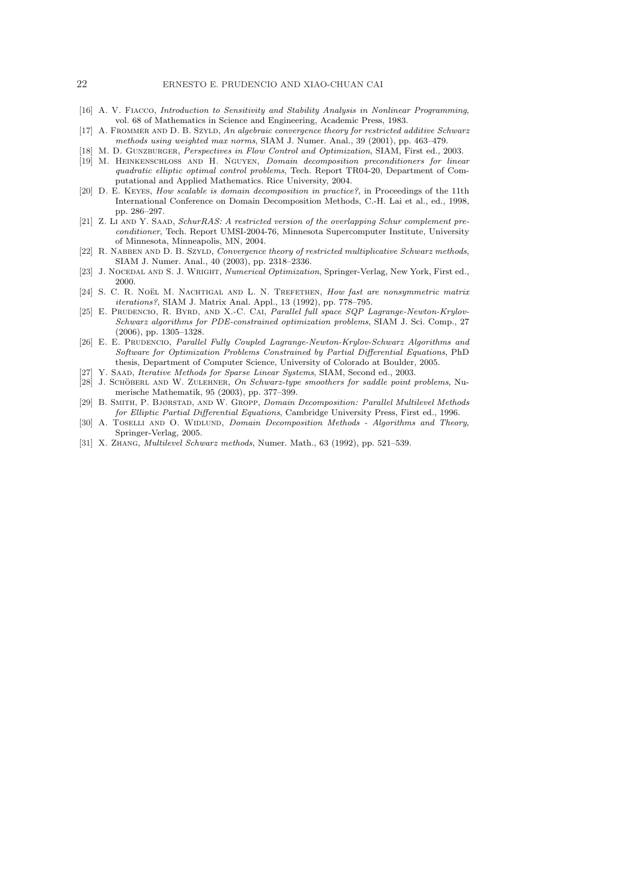[16] A. V. Fiacco, *Introduction to Sensitivity and Stability Analysis in Nonlinear Programming*, vol. 68 of Mathematics in Science and Engineering, Academic Press, 1983.

[17] A. Frommer and D. B. Szyld, *An algebraic convergence theory for restricted additive Schwarz methods using weighted max norms*, SIAM J. Numer. Anal., 39 (2001), pp. 463–479.

[18] M. D. Gunzburger, *Perspectives in Flow Control and Optimization*, SIAM, First ed., 2003.

[19] M. Heinkenschloss and H. Nguyen, *Domain decomposition preconditioners for linear quadratic elliptic optimal control problems*, Tech. Report TR04-20, Department of Computational and Applied Mathematics. Rice University, 2004.

[20] D. E. Keyes, *How scalable is domain decomposition in practice?*, in Proceedings of the 11th International Conference on Domain Decomposition Methods, C.-H. Lai et al., ed., 1998, pp. 286–297.

[21] Z. Li and Y. Saad, *SchurRAS: A restricted version of the overlapping Schur complement preconditioner*, Tech. Report UMSI-2004-76, Minnesota Supercomputer Institute, University of Minnesota, Minneapolis, MN, 2004.

[22] R. Nabben and D. B. Szyld, *Convergence theory of restricted multiplicative Schwarz methods*, SIAM J. Numer. Anal., 40 (2003), pp. 2318–2336.

[23] J. Nocedal and S. J. Wright, *Numerical Optimization*, Springer-Verlag, New York, First ed., 2000.

[24] S. C. R. Noël M. Nachtigal and L. N. Trefethen, *How fast are nonsymmetric matrix iterations?*, SIAM J. Matrix Anal. Appl., 13 (1992), pp. 778–795.

[25] E. Prudencio, R. Byrd, and X.-C. Cai, *Parallel full space SQP Lagrange-Newton-Krylov-Schwarz algorithms for PDE-constrained optimization problems*, SIAM J. Sci. Comp., 27 (2006), pp. 1305–1328.

[26] E. E. Prudencio, *Parallel Fully Coupled Lagrange-Newton-Krylov-Schwarz Algorithms and Software for Optimization Problems Constrained by Partial Differential Equations*, PhD thesis, Department of Computer Science, University of Colorado at Boulder, 2005.

[27] Y. Saad, *Iterative Methods for Sparse Linear Systems*, SIAM, Second ed., 2003.

[28] J. Schöberl and W. Zulehner, *On Schwarz-type smoothers for saddle point problems*, Numerische Mathematik, 95 (2003), pp. 377–399.

[29] B. Smith, P. Bjørstad, and W. Gropp, *Domain Decomposition: Parallel Multilevel Methods for Elliptic Partial Differential Equations*, Cambridge University Press, First ed., 1996.

[30] A. Toselli and O. Widlund, *Domain Decomposition Methods - Algorithms and Theory*, Springer-Verlag, 2005.

[31] X. Zhang, *Multilevel Schwarz methods*, Numer. Math., 63 (1992), pp. 521–539.